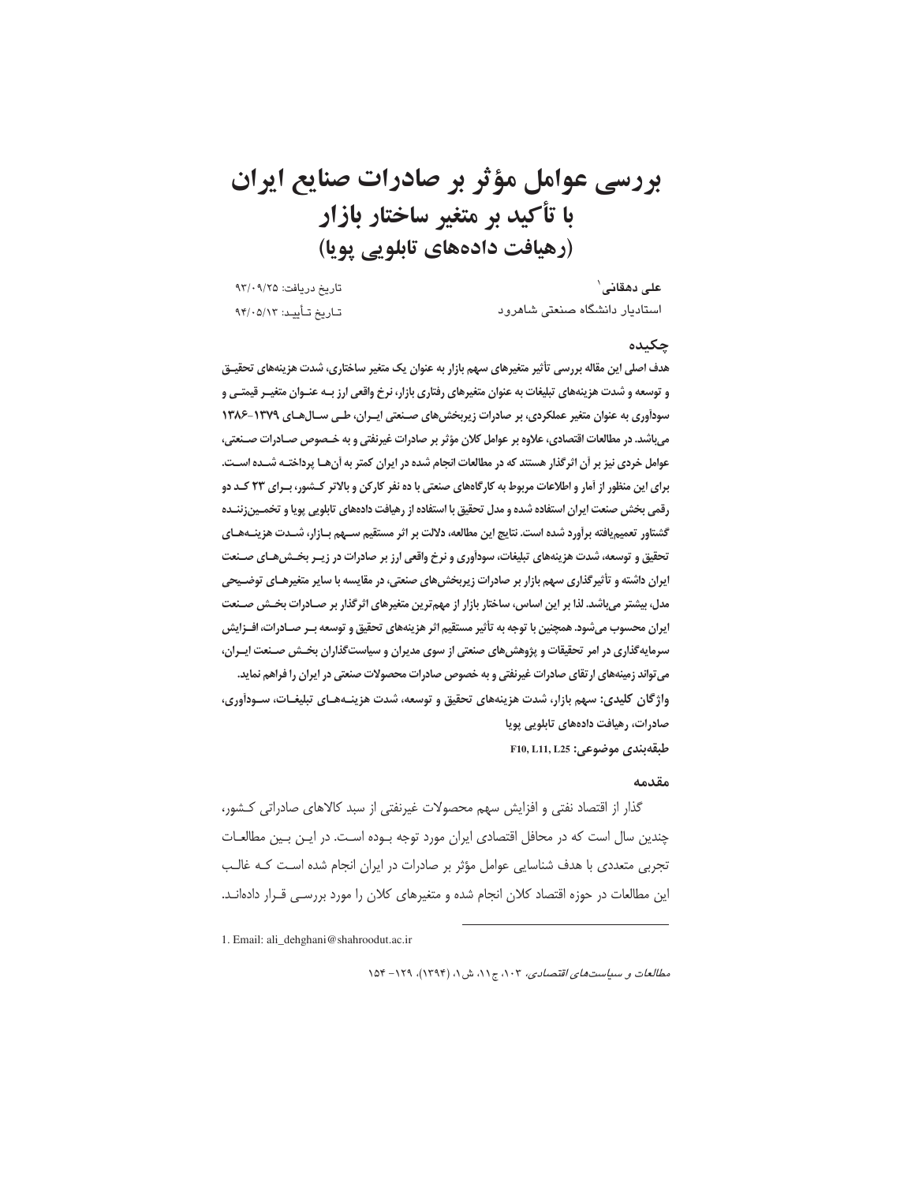# بررسی عوامل مؤثر بر صادرات صنایع ایران
# با تأکید بر متغیر ساختار بازار
# (رهیافت داده‌های تابلویی پویا)

**علی دهقانی**[1]
استادیار دانشگاه صنعتی شاهرود

تاریخ دریافت: ۹۳/۰۹/۲۵
تاریخ تأیید: ۹۴/۰۵/۱۳

### چکیده

**هدف اصلی این مقاله بررسی تأثیر متغیرهای سهم بازار به عنوان یک متغیر ساختاری، شدت هزینه‌های تحقیق و توسعه و شدت هزینه‌های تبلیغات به عنوان متغیرهای رفتاری بازار، نرخ واقعی ارز بـه عنـوان متغیـر قیمتـی و سودآوری به عنوان متغیر عملکردی، بر صادرات زیربخش‌های صـنعتی ایـران، طـی سـال‌هـای ۱۳۷۹-۱۳۸۶ می‌باشد. در مطالعات اقتصادی، علاوه بر عوامل کلان مؤثر بر صادرات غیرنفتی و به خـصوص صـادرات صـنعتی، عوامل خردی نیز بر آن اثرگذار هستند که در مطالعات انجام شده در ایران کمتر به آن‌هـا پرداختـه شـده اسـت. برای این منظور از آمار و اطلاعات مربوط به کارگاه‌های صنعتی با ده نفر کارکن و بالاتر کـشور، بـرای ۲۳ کـد دو رقمی بخش صنعت ایران استفاده شده و مدل تحقیق با استفاده از رهیافت داده‌های تابلویی پویا و تخمـین‌زننـده گشتاور تعمیم‌یافته برآورد شده است. نتایج این مطالعه، دلالت بر اثر مستقیم سـهم بـازار، شـدت هزینـه‌هـای تحقیق و توسعه، شدت هزینه‌های تبلیغات، سودآوری و نرخ واقعی ارز بر صادرات در زیـر بخـش‌هـای صـنعت ایران داشته و تأثیرگذاری سهم بازار بر صادرات زیربخش‌های صنعتی، در مقایسه با سایر متغیرهـای توضـیحی مدل، بیشتر می‌باشد. لذا بر این اساس، ساختار بازار از مهم‌ترین متغیرهای اثرگذار بر صـادرات بخـش صـنعت ایران محسوب می‌شود. همچنین با توجه به تأثیر مستقیم اثر هزینه‌های تحقیق و توسعه بـر صـادرات، افـزایش سرمایه‌گذاری در امر تحقیقات و پژوهش‌های صنعتی از سوی مدیران و سیاست‌گذاران بخـش صـنعت ایـران، می‌تواند زمینه‌های ارتقای صادرات غیرنفتی و به خصوص صادرات محصولات صنعتی در ایران را فراهم نماید.**

**واژگان کلیدی:** سهم بازار، شدت هزینه‌های تحقیق و توسعه، شدت هزینـه‌هـای تبلیغـات، سـودآوری، صادرات، رهیافت داده‌های تابلویی پویا

**طبقه‌بندی موضوعی:** F10, L11, L25

### مقدمه

گذار از اقتصاد نفتی و افزایش سهم محصولات غیرنفتی از سبد کالاهای صادراتی کـشور، چندین سال است که در محافل اقتصادی ایران مورد توجه بـوده اسـت. در ایـن بـین مطالعـات تجربی متعددی با هدف شناسایی عوامل مؤثر بر صادرات در ایران انجام شده اسـت کـه غالـب این مطالعات در حوزه اقتصاد کلان انجام شده و متغیرهای کلان را مورد بررسـی قـرار داده‌انـد.

1. Email: ali_dehghani@shahroodut.ac.ir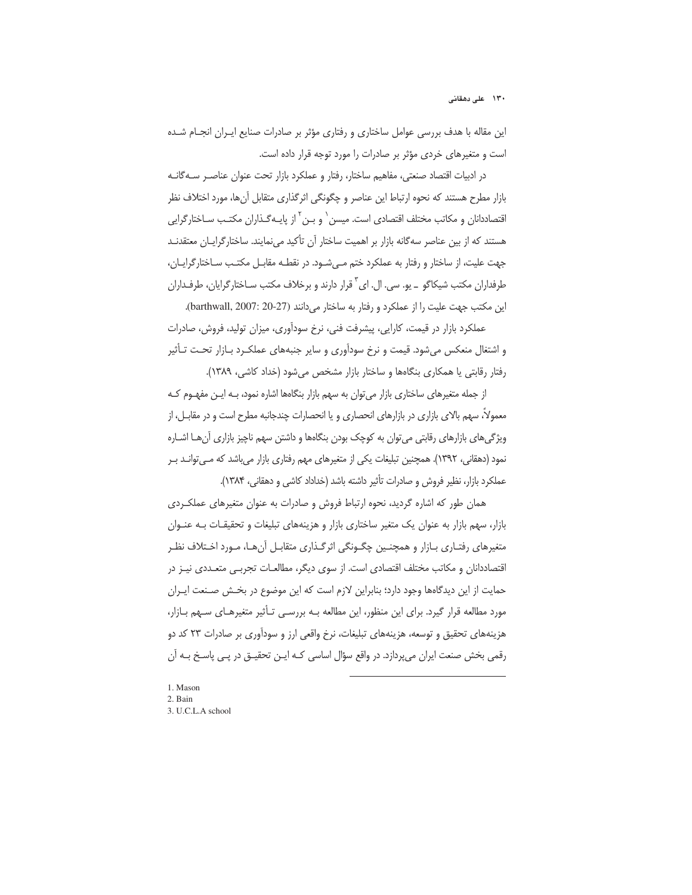این مقاله با هدف بررسی عوامل ساختاری و رفتاری مؤثر بر صادرات صنایع ایران انجام شده است و متغیرهای خردی مؤثر بر صادرات را مورد توجه قرار داده است.

در ادبیات اقتصاد صنعتی، مفاهیم ساختار، رفتار و عملکرد بازار تحت عنوان عناصر سه‌گانه بازار مطرح هستند که نحوه ارتباط این عناصر و چگونگی اثرگذاری متقابل آن‌ها، مورد اختلاف نظر اقتصاددانان و مکاتب مختلف اقتصادی است. میسن[1] و بن[2] از پایه‌گذاران مکتب ساختارگرایی هستند که از بین عناصر سه‌گانه بازار بر اهمیت ساختار آن تأکید می‌نمایند. ساختارگرایان معتقدند جهت علیت، از ساختار و رفتار به عملکرد ختم می‌شود. در نقطه مقابل مکتب ساختارگرایان، طرفداران مکتب شیکاگو ـ یو. سی. ال. ای[3] قرار دارند و برخلاف مکتب ساختارگرایان، طرفداران این مکتب جهت علیت را از عملکرد و رفتار به ساختار می‌دانند (barthwall, 2007: 20-27).

عملکرد بازار در قیمت، کارایی، پیشرفت فنی، نرخ سودآوری، میزان تولید، فروش، صادرات و اشتغال منعکس می‌شود. قیمت و نرخ سودآوری و سایر جنبه‌های عملکرد بازار تحت تأثیر رفتار رقابتی یا همکاری بنگاه‌ها و ساختار بازار مشخص می‌شود (خداد کاشی، ۱۳۸۹).

از جمله متغیرهای ساختاری بازار می‌توان به سهم بازار بنگاه‌ها اشاره نمود، به این مفهوم که معمولاً، سهم بالای بازاری در بازارهای انحصاری و یا انحصارات چندجانبه مطرح است و در مقابل، از ویژگی‌های بازارهای رقابتی می‌توان به کوچک بودن بنگاه‌ها و داشتن سهم ناچیز بازاری آن‌ها اشاره نمود (دهقانی، ۱۳۹۲). همچنین تبلیغات یکی از متغیرهای مهم رفتاری بازار می‌باشد که می‌تواند بر عملکرد بازار، نظیر فروش و صادرات تأثیر داشته باشد (خداداد کاشی و دهقانی، ۱۳۸۴).

همان طور که اشاره گردید، نحوه ارتباط فروش و صادرات به عنوان متغیرهای عملکردی بازار، سهم بازار به عنوان یک متغیر ساختاری بازار و هزینه‌های تبلیغات و تحقیقات به عنوان متغیرهای رفتاری بازار و همچنین چگونگی اثرگذاری متقابل آن‌ها، مورد اختلاف نظر اقتصاددانان و مکاتب مختلف اقتصادی است. از سوی دیگر، مطالعات تجربی متعددی نیز در حمایت از این دیدگاه‌ها وجود دارد؛ بنابراین لازم است که این موضوع در بخش صنعت ایران مورد مطالعه قرار گیرد. برای این منظور، این مطالعه به بررسی تأثیر متغیرهای سهم بازار، هزینه‌های تحقیق و توسعه، هزینه‌های تبلیغات، نرخ واقعی ارز و سودآوری بر صادرات ۲۳ کد دو رقمی بخش صنعت ایران می‌پردازد. در واقع سؤال اساسی که این تحقیق در پی پاسخ به آن

---

1. Mason
2. Bain
3. U.C.L.A school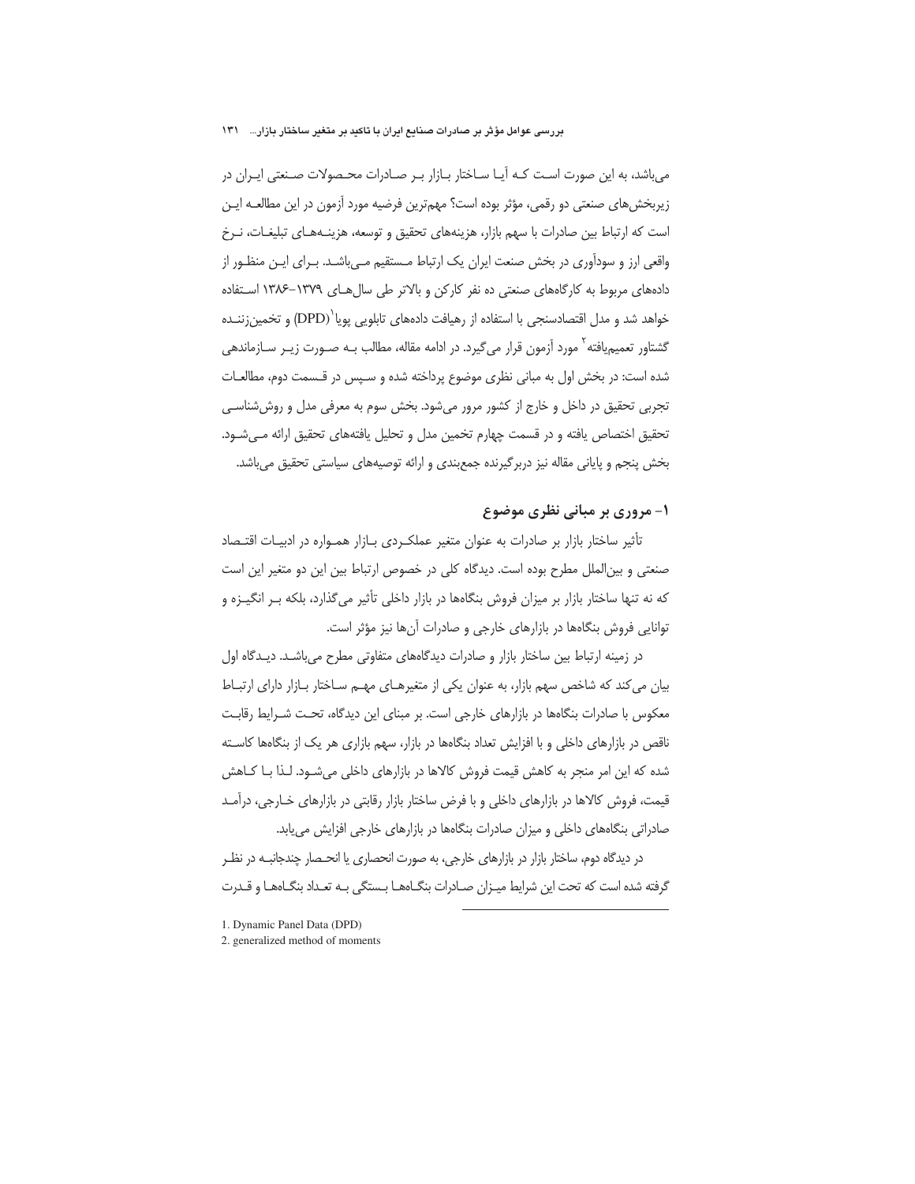می‌باشد، به این صورت است که آیا ساختار بازار بر صادرات محصولات صنعتی ایران در زیربخش‌های صنعتی دو رقمی، مؤثر بوده است؟ مهم‌ترین فرضیه مورد آزمون در این مطالعه این است که ارتباط بین صادرات با سهم بازار، هزینه‌های تحقیق و توسعه، هزینه‌های تبلیغات، نرخ واقعی ارز و سودآوری در بخش صنعت ایران یک ارتباط مستقیم می‌باشد. برای این منظور از داده‌های مربوط به کارگاه‌های صنعتی ده نفر کارکن و بالاتر طی سال‌های ۱۳۷۹-۱۳۸۶ استفاده خواهد شد و مدل اقتصادسنجی با استفاده از رهیافت داده‌های تابلویی پویا[1](DPD) و تخمین‌زننده گشتاور تعمیم‌یافته[2] مورد آزمون قرار می‌گیرد. در ادامه مقاله، مطالب به صورت زیر سازماندهی شده است: در بخش اول به مبانی نظری موضوع پرداخته شده و سپس در قسمت دوم، مطالعات تجربی تحقیق در داخل و خارج از کشور مرور می‌شود. بخش سوم به معرفی مدل و روش‌شناسی تحقیق اختصاص یافته و در قسمت چهارم تخمین مدل و تحلیل یافته‌های تحقیق ارائه می‌شود. بخش پنجم و پایانی مقاله نیز دربرگیرنده جمع‌بندی و ارائه توصیه‌های سیاستی تحقیق می‌باشد.

## ۱- مروری بر مبانی نظری موضوع

تأثیر ساختار بازار بر صادرات به عنوان متغیر عملکردی بازار همواره در ادبیات اقتصاد صنعتی و بین‌الملل مطرح بوده است. دیدگاه کلی در خصوص ارتباط بین این دو متغیر این است که نه تنها ساختار بازار بر میزان فروش بنگاه‌ها در بازار داخلی تأثیر می‌گذارد، بلکه بر انگیزه و توانایی فروش بنگاه‌ها در بازارهای خارجی و صادرات آن‌ها نیز مؤثر است.

در زمینه ارتباط بین ساختار بازار و صادرات دیدگاه‌های متفاوتی مطرح می‌باشد. دیدگاه اول بیان می‌کند که شاخص سهم بازار، به عنوان یکی از متغیرهای مهم ساختار بازار دارای ارتباط معکوس با صادرات بنگاه‌ها در بازارهای خارجی است. بر مبنای این دیدگاه، تحت شرایط رقابت ناقص در بازارهای داخلی و با افزایش تعداد بنگاه‌ها در بازار، سهم بازاری هر یک از بنگاه‌ها کاسته شده که این امر منجر به کاهش قیمت فروش کالاها در بازارهای داخلی می‌شود. لذا با کاهش قیمت، فروش کالاها در بازارهای داخلی و با فرض ساختار بازار رقابتی در بازارهای خارجی، درآمد صادراتی بنگاه‌های داخلی و میزان صادرات بنگاه‌ها در بازارهای خارجی افزایش می‌یابد.

در دیدگاه دوم، ساختار بازار در بازارهای خارجی، به صورت انحصاری یا انحصار چندجانبه در نظر گرفته شده است که تحت این شرایط میزان صادرات بنگاه‌ها بستگی به تعداد بنگاه‌ها و قدرت

---

1. Dynamic Panel Data (DPD)
2. generalized method of moments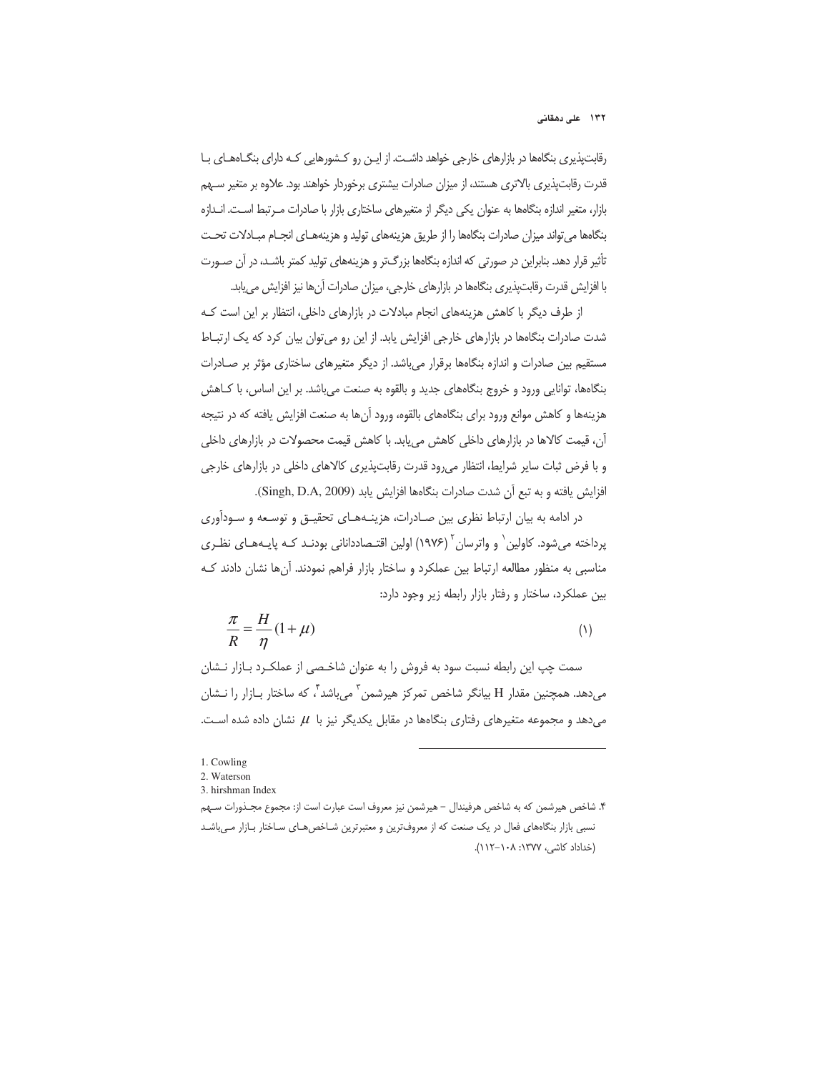رقابت‌پذیری بنگاه‌ها در بازارهای خارجی خواهد داشت. از این رو کشورهایی که دارای بنگاه‌های با قدرت رقابت‌پذیری بالاتری هستند، از میزان صادرات بیشتری برخوردار خواهند بود. علاوه بر متغیر سهم بازار، متغیر اندازه بنگاه‌ها به عنوان یکی دیگر از متغیرهای ساختاری بازار با صادرات مرتبط است. اندازه بنگاه‌ها می‌تواند میزان صادرات بنگاه‌ها را از طریق هزینه‌های تولید و هزینه‌های انجام مبادلات تحت تأثیر قرار دهد. بنابراین در صورتی که اندازه بنگاه‌ها بزرگ‌تر و هزینه‌های تولید کمتر باشد، در آن صورت با افزایش قدرت رقابت‌پذیری بنگاه‌ها در بازارهای خارجی، میزان صادرات آن‌ها نیز افزایش می‌یابد.

از طرف دیگر با کاهش هزینه‌های انجام مبادلات در بازارهای داخلی، انتظار بر این است که شدت صادرات بنگاه‌ها در بازارهای خارجی افزایش یابد. از این رو می‌توان بیان کرد که یک ارتباط مستقیم بین صادرات و اندازه بنگاه‌ها برقرار می‌باشد. از دیگر متغیرهای ساختاری مؤثر بر صادرات بنگاه‌ها، توانایی ورود و خروج بنگاه‌های جدید و بالقوه به صنعت می‌باشد. بر این اساس، با کاهش هزینه‌ها و کاهش موانع ورود برای بنگاه‌های بالقوه، ورود آن‌ها به صنعت افزایش یافته که در نتیجه آن، قیمت کالاها در بازارهای داخلی کاهش می‌یابد. با کاهش قیمت محصولات در بازارهای داخلی و با فرض ثبات سایر شرایط، انتظار می‌رود قدرت رقابت‌پذیری کالاهای داخلی در بازارهای خارجی افزایش یافته و به تبع آن شدت صادرات بنگاه‌ها افزایش یابد (Singh, D.A, 2009).

در ادامه به بیان ارتباط نظری بین صادرات، هزینه‌های تحقیق و توسعه و سودآوری پرداخته می‌شود. کاولین[1] و واترسان[2] (۱۹۷۶) اولین اقتصاددانانی بودند که پایه‌های نظری مناسبی به منظور مطالعه ارتباط بین عملکرد و ساختار بازار فراهم نمودند. آن‌ها نشان دادند که بین عملکرد، ساختار و رفتار بازار رابطه زیر وجود دارد:

$$\frac{\pi}{R} = \frac{H}{\eta}(1+\mu) \qquad (1)$$

سمت چپ این رابطه نسبت سود به فروش را به عنوان شاخصی از عملکرد بازار نشان می‌دهد. همچنین مقدار H بیانگر شاخص تمرکز هیرشمن[3] می‌باشد[4]، که ساختار بازار را نشان می‌دهد و مجموعه متغیرهای رفتاری بنگاه‌ها در مقابل یکدیگر نیز با $\mu$ نشان داده شده است.

---

1. Cowling
2. Waterson
3. hirshman Index
4. شاخص هیرشمن که به شاخص هرفیندال – هیرشمن نیز معروف است عبارت است از: مجموع مجذورات سهم نسبی بازار بنگاه‌های فعال در یک صنعت که از معروف‌ترین و معتبرترین شاخص‌های ساختار بازار می‌باشد (خداداد کاشی، ۱۳۷۷: ۱۰۸-۱۱۲).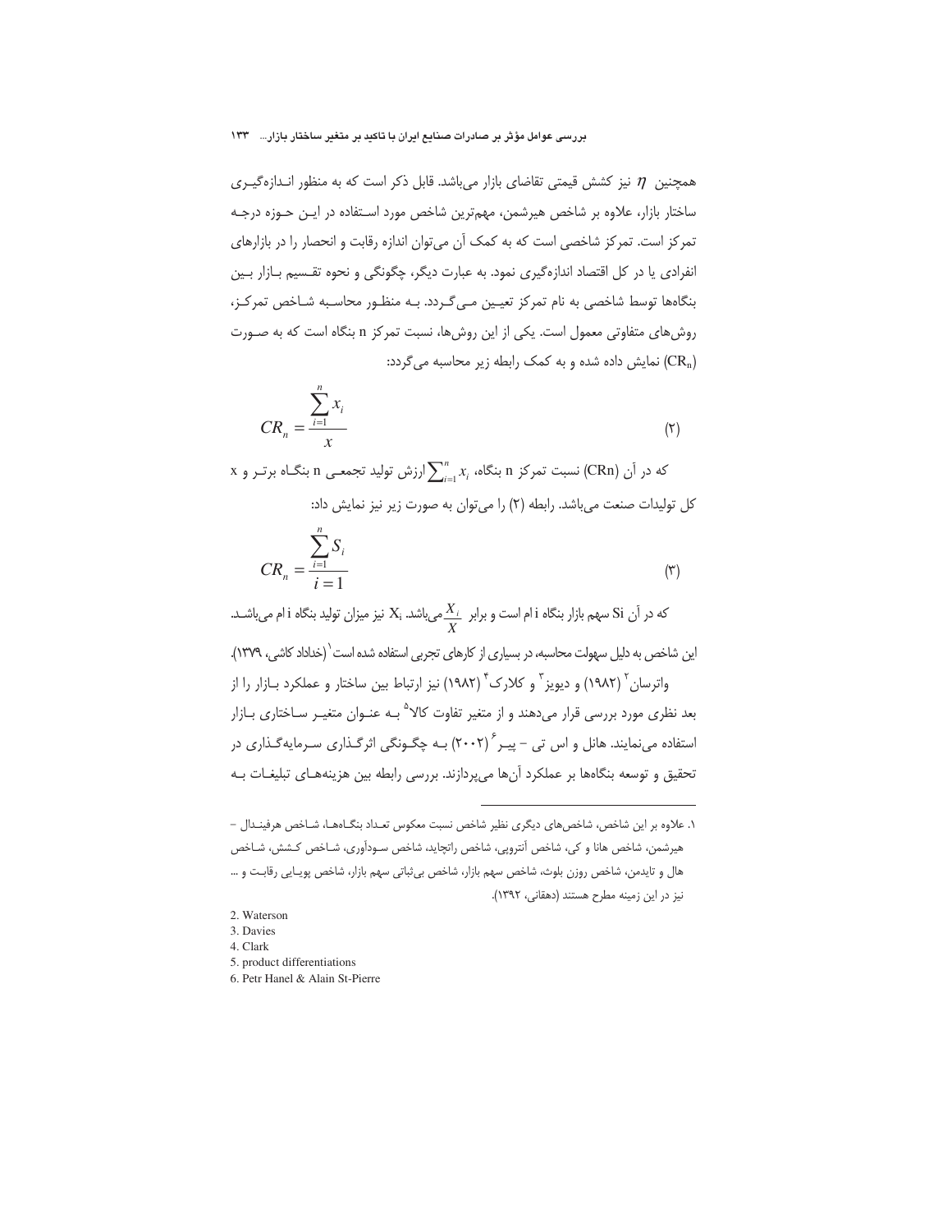همچنین $\eta$ نیز کشش قیمتی تقاضای بازار می‌باشد. قابل ذکر است که به منظور انـدازه‌گیـری ساختار بازار، علاوه بر شاخص هیرشمن، مهم‌ترین شاخص مورد اسـتفاده در ایـن حـوزه درجـه تمرکز است. تمرکز شاخصی است که به کمک آن می‌توان اندازه رقابت و انحصار را در بازارهای انفرادی یا در کل اقتصاد اندازه‌گیری نمود. به عبارت دیگر، چگونگی و نحوه تقـسیم بـازار بـین بنگاه‌ها توسط شاخصی به نام تمرکز تعیـین مـی‌گـردد. بـه منظـور محاسـبه شـاخص تمرکـز، روش‌های متفاوتی معمول است. یکی از این روش‌ها، نسبت تمرکز n بنگاه است که به صـورت ($CR_n$) نمایش داده شده و به کمک رابطه زیر محاسبه می‌گردد:

$$CR_n = \frac{\sum_{i=1}^{n} x_i}{x} \tag{۲}$$

که در آن ($CRn$) نسبت تمرکز n بنگاه، $\sum_{i=1}^{n} x_i$ ارزش تولید تجمعـی n بنگـاه برتـر و x کل تولیدات صنعت می‌باشد. رابطه (۲) را می‌توان به صورت زیر نیز نمایش داد:

$$CR_n = \frac{\sum_{i=1}^{n} S_i}{i=1} \tag{۳}$$

که در آن Si سهم بازار بنگاه i ام است و برابر $\frac{X_i}{X}$ می‌باشد. $X_i$ نیز میزان تولید بنگاه i ام می‌باشـد. این شاخص به دلیل سهولت محاسبه، در بسیاری از کارهای تجربی استفاده شده است[۱] (خداداد کاشی، ۱۳۷۹).

واترسان[۲] (۱۹۸۲) و دیویز[۳] و کلارک[۴] (۱۹۸۲) نیز ارتباط بین ساختار و عملکرد بـازار را از بعد نظری مورد بررسی قرار می‌دهند و از متغیر تفاوت کالا[۵] بـه عنـوان متغیـر سـاختاری بـازار استفاده می‌نمایند. هانل و اس تی – پیـر[۶] (۲۰۰۲) بـه چگـونگی اثرگـذاری سـرمایه‌گـذاری در تحقیق و توسعه بنگاه‌ها بر عملکرد آن‌ها می‌پردازند. بررسی رابطه بین هزینه‌هـای تبلیغـات بـه

---

۱. علاوه بر این شاخص، شاخص‌های دیگری نظیر شاخص نسبت معکوس تعـداد بنگـاه‌هـا، شـاخص هرفینـدال – هیرشمن، شاخص هانا و کی، شاخص آنتروپی، شاخص راتچاید، شاخص سـودآوری، شـاخص کـشش، شـاخص هال و تایدمن، شاخص روزن بلوث، شاخص سهم بازار، شاخص بی‌ثباتی سهم بازار، شاخص پویـایی رقابـت و ... نیز در این زمینه مطرح هستند (دهقانی، ۱۳۹۲).

2. Waterson
3. Davies
4. Clark
5. product differentiations
6. Petr Hanel & Alain St-Pierre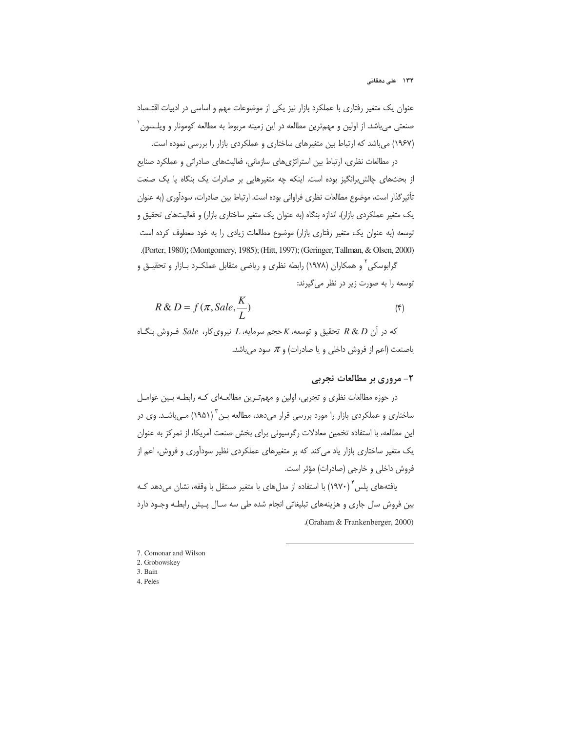عنوان یک متغیر رفتاری با عملکرد بازار نیز یکی از موضوعات مهم و اساسی در ادبیات اقتصاد صنعتی می‌باشد. از اولین و مهم‌ترین مطالعه در این زمینه مربوط به مطالعه کومونار و ویلسون[1] (۱۹۶۷) می‌باشد که ارتباط بین متغیرهای ساختاری و عملکردی بازار را بررسی نموده است.

در مطالعات نظری، ارتباط بین استراتژی‌های سازمانی، فعالیت‌های صادراتی و عملکرد صنایع از بحث‌های چالش‌برانگیز بوده است. اینکه چه متغیرهایی بر صادرات یک بنگاه یا یک صنعت تأثیرگذار است، موضوع مطالعات نظری فراوانی بوده است. ارتباط بین صادرات، سودآوری (به عنوان یک متغیر عملکردی بازار)، اندازه بنگاه (به عنوان یک متغیر ساختاری بازار) و فعالیت‌های تحقیق و توسعه (به عنوان یک متغیر رفتاری بازار) موضوع مطالعات زیادی را به خود معطوف کرده است (Porter, 1980); (Montgomery, 1985); (Hitt, 1997); (Geringer, Tallman, & Olsen, 2000).

گرابوسکی[2] و همکاران (۱۹۷۸) رابطه نظری و ریاضی متقابل عملکرد بازار و تحقیق و توسعه را به صورت زیر در نظر می‌گیرند:

$$R\,\&\,D = f(\pi, Sale, \frac{K}{L}) \qquad (۴)$$

که در آن $R\,\&\,D$ تحقیق و توسعه، $K$ حجم سرمایه، $L$ نیروی‌کار، $Sale$ فروش بنگاه یاصنعت (اعم از فروش داخلی و یا صادرات) و $\pi$ سود می‌باشد.

## ۲- مروری بر مطالعات تجربی

در حوزه مطالعات نظری و تجربی، اولین و مهم‌ترین مطالعه‌ای که رابطه بین عوامل ساختاری و عملکردی بازار را مورد بررسی قرار می‌دهد، مطالعه بن[3] (۱۹۵۱) می‌باشد. وی در این مطالعه، با استفاده تخمین معادلات رگرسیونی برای بخش صنعت آمریکا، از تمرکز به عنوان یک متغیر ساختاری بازار یاد می‌کند که بر متغیرهای عملکردی نظیر سودآوری و فروش، اعم از فروش داخلی و خارجی (صادرات) مؤثر است.

یافته‌های پلس[4] (۱۹۷۰) با استفاده از مدل‌های با متغیر مستقل با وقفه، نشان می‌دهد که بین فروش سال جاری و هزینه‌های تبلیغاتی انجام شده طی سه سال پیش رابطه وجود دارد (Graham & Frankenberger, 2000).

---

7. Comonar and Wilson
2. Grobowskey
3. Bain
4. Peles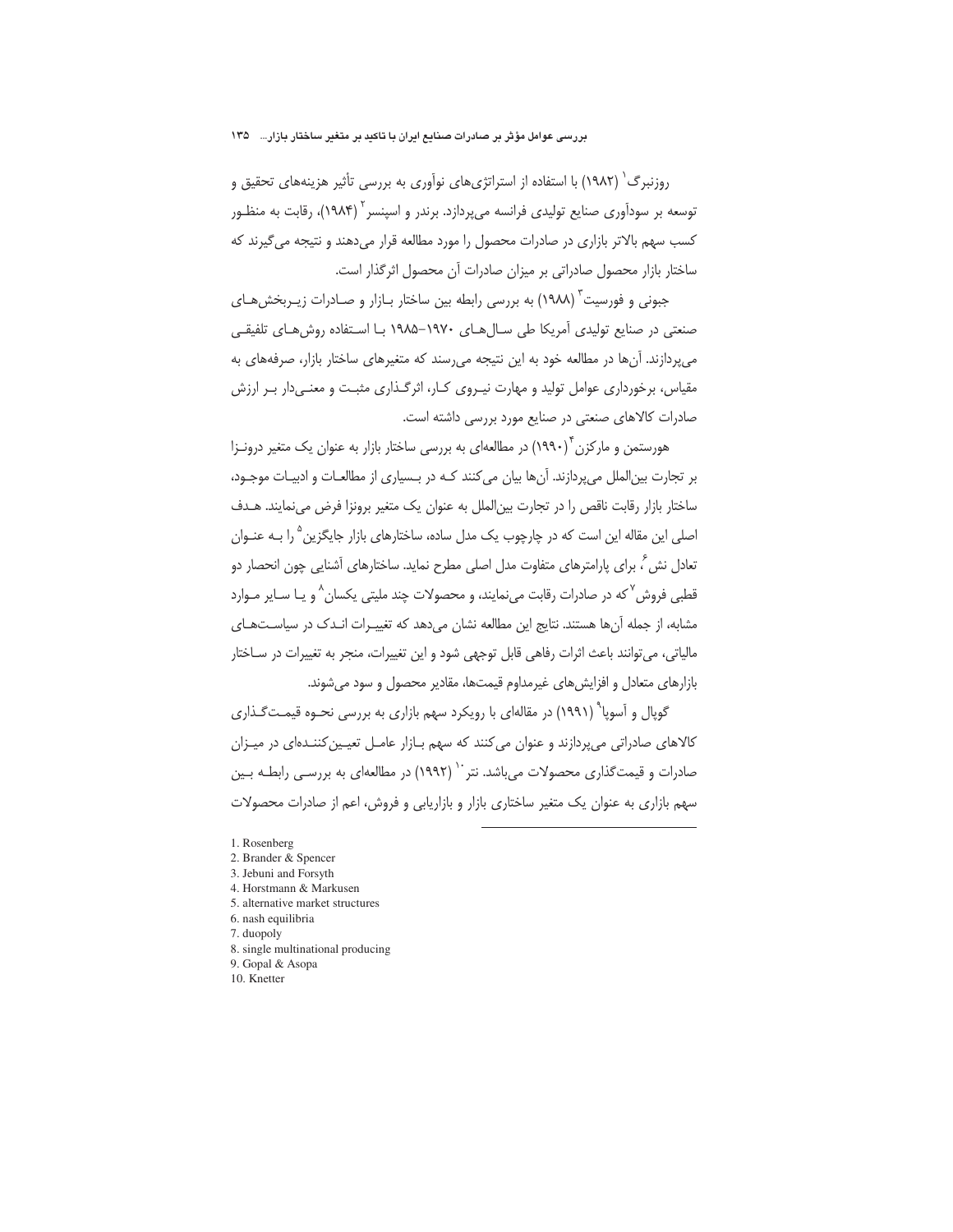روزنبرگ[1] (۱۹۸۲) با استفاده از استراتژی‌های نوآوری به بررسی تأثیر هزینه‌های تحقیق و توسعه بر سودآوری صنایع تولیدی فرانسه می‌پردازد. برندر و اسپنسر[2] (۱۹۸۴)، رقابت به منظور کسب سهم بالاتر بازاری در صادرات محصول را مورد مطالعه قرار می‌دهند و نتیجه می‌گیرند که ساختار بازار محصول صادراتی بر میزان صادرات آن محصول اثرگذار است.

جبونی و فورسیت[3] (۱۹۸۸) به بررسی رابطه بین ساختار بازار و صادرات زیربخش‌های صنعتی در صنایع تولیدی آمریکا طی سال‌های ۱۹۸۵–۱۹۷۰ با استفاده روش‌های تلفیقی می‌پردازند. آن‌ها در مطالعه خود به این نتیجه می‌رسند که متغیرهای ساختار بازار، صرفه‌های به مقیاس، برخورداری عوامل تولید و مهارت نیروی کار، اثرگذاری مثبت و معنی‌دار بر ارزش صادرات کالاهای صنعتی در صنایع مورد بررسی داشته است.

هورستمن و مارکزن[4] (۱۹۹۰) در مطالعه‌ای به بررسی ساختار بازار به عنوان یک متغیر درونزا بر تجارت بین‌الملل می‌پردازند. آن‌ها بیان می‌کنند که در بسیاری از مطالعات و ادبیات موجود، ساختار بازار رقابت ناقص را در تجارت بین‌الملل به عنوان یک متغیر برونزا فرض می‌نمایند. هدف اصلی این مقاله این است که در چارچوب یک مدل ساده، ساختارهای بازار جایگزین[5] را به عنوان تعادل نش[6]، برای پارامترهای متفاوت مدل اصلی مطرح نماید. ساختارهای آشنایی چون انحصار دو قطبی فروش[7] که در صادرات رقابت می‌نمایند، و محصولات چند ملیتی یکسان[8] و یا سایر موارد مشابه، از جمله آن‌ها هستند. نتایج این مطالعه نشان می‌دهد که تغییرات اندک در سیاست‌های مالیاتی، می‌توانند باعث اثرات رفاهی قابل توجهی شود و این تغییرات، منجر به تغییرات در ساختار بازارهای متعادل و افزایش‌های غیرمداوم قیمت‌ها، مقادیر محصول و سود می‌شوند.

گوپال و آسوپا[9] (۱۹۹۱) در مقاله‌ای با رویکرد سهم بازاری به بررسی نحوه قیمت‌گذاری کالاهای صادراتی می‌پردازند و عنوان می‌کنند که سهم بازار عامل تعیین‌کننده‌ای در میزان صادرات و قیمت‌گذاری محصولات می‌باشد. نتر[10] (۱۹۹۲) در مطالعه‌ای به بررسی رابطه بین سهم بازاری به عنوان یک متغیر ساختاری بازار و بازاریابی و فروش، اعم از صادرات محصولات

---

1. Rosenberg
2. Brander & Spencer
3. Jebuni and Forsyth
4. Horstmann & Markusen
5. alternative market structures
6. nash equilibria
7. duopoly
8. single multinational producing
9. Gopal & Asopa
10. Knetter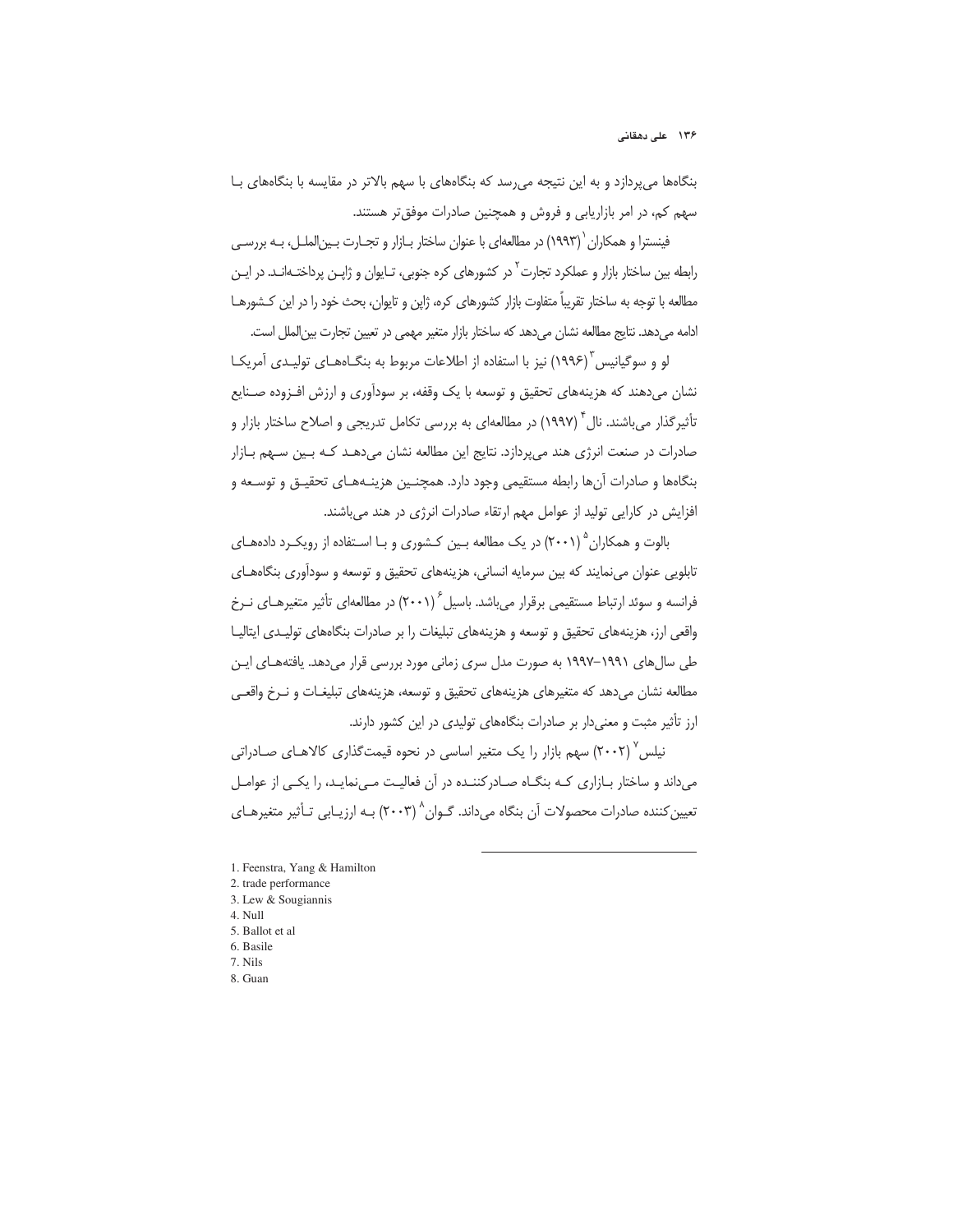بنگاه‌ها می‌پردازد و به این نتیجه می‌رسد که بنگاه‌های با سهم بالاتر در مقایسه با بنگاه‌های با سهم کم، در امر بازاریابی و فروش و همچنین صادرات موفق‌تر هستند.

فینسترا و همکاران[1] (۱۹۹۳) در مطالعه‌ای با عنوان ساختار بازار و تجارت بین‌الملل، به بررسی رابطه بین ساختار بازار و عملکرد تجارت[2] در کشورهای کره جنوبی، تایوان و ژاپن پرداخته‌اند. در این مطالعه با توجه به ساختار تقریباً متفاوت بازار کشورهای کره، ژاپن و تایوان، بحث خود را در این کشورها ادامه می‌دهد. نتایج مطالعه نشان می‌دهد که ساختار بازار متغیر مهمی در تعیین تجارت بین‌الملل است.

لو و سوگیانیس[3] (۱۹۹۶) نیز با استفاده از اطلاعات مربوط به بنگاه‌های تولیدی آمریکا نشان می‌دهند که هزینه‌های تحقیق و توسعه با یک وقفه، بر سودآوری و ارزش افزوده صنایع تأثیرگذار می‌باشند. نال[4] (۱۹۹۷) در مطالعه‌ای به بررسی تکامل تدریجی و اصلاح ساختار بازار و صادرات در صنعت انرژی هند می‌پردازد. نتایج این مطالعه نشان می‌دهد که بین سهم بازار بنگاه‌ها و صادرات آن‌ها رابطه مستقیمی وجود دارد. همچنین هزینه‌های تحقیق و توسعه و افزایش در کارایی تولید از عوامل مهم ارتقاء صادرات انرژی در هند می‌باشند.

بالوت و همکاران[5] (۲۰۰۱) در یک مطالعه بین کشوری و با استفاده از رویکرد داده‌های تابلویی عنوان می‌نمایند که بین سرمایه انسانی، هزینه‌های تحقیق و توسعه و سودآوری بنگاه‌های فرانسه و سوئد ارتباط مستقیمی برقرار می‌باشد. باسیل[6] (۲۰۰۱) در مطالعه‌ای تأثیر متغیرهای نرخ واقعی ارز، هزینه‌های تحقیق و توسعه و هزینه‌های تبلیغات را بر صادرات بنگاه‌های تولیدی ایتالیا طی سال‌های ۱۹۹۱–۱۹۹۷ به صورت مدل سری زمانی مورد بررسی قرار می‌دهد. یافته‌های این مطالعه نشان می‌دهد که متغیرهای هزینه‌های تحقیق و توسعه، هزینه‌های تبلیغات و نرخ واقعی ارز تأثیر مثبت و معنی‌دار بر صادرات بنگاه‌های تولیدی در این کشور دارند.

نیلس[7] (۲۰۰۲) سهم بازار را یک متغیر اساسی در نحوه قیمت‌گذاری کالاهای صادراتی می‌داند و ساختار بازاری که بنگاه صادرکننده در آن فعالیت می‌نماید، را یکی از عوامل تعیین‌کننده صادرات محصولات آن بنگاه می‌داند. گوان[8] (۲۰۰۳) به ارزیابی تأثیر متغیرهای

---

1. Feenstra, Yang & Hamilton
2. trade performance
3. Lew & Sougiannis
4. Null
5. Ballot et al
6. Basile
7. Nils
8. Guan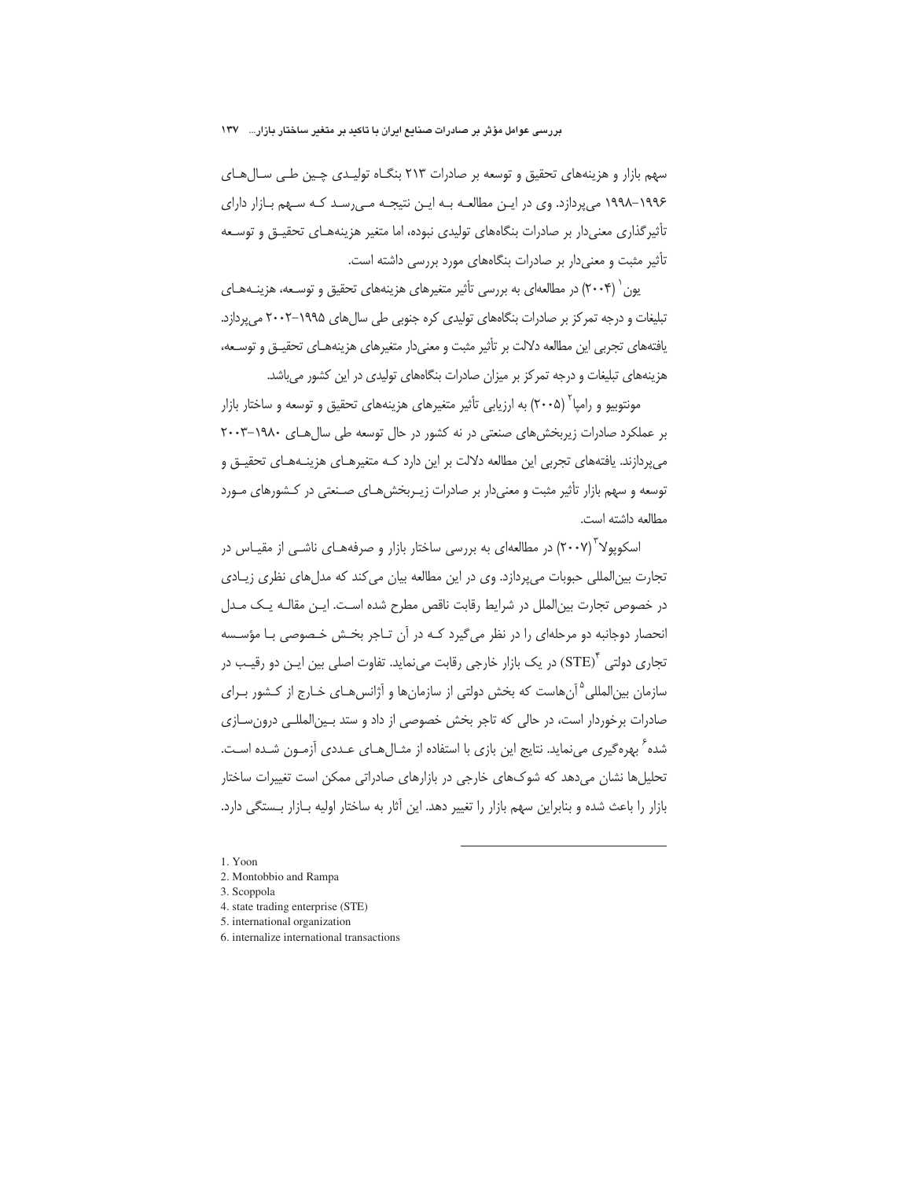سهم بازار و هزینه‌های تحقیق و توسعه بر صادرات ۲۱۳ بنگـاه تولیـدی چـین طـی سـال‌هـای ۱۹۹۶–۱۹۹۸ می‌پردازد. وی در ایـن مطالعـه بـه ایـن نتیجـه مـی‌رسـد کـه سـهم بـازار دارای تأثیرگذاری معنی‌دار بر صادرات بنگاه‌های تولیدی نبوده، اما متغیر هزینه‌هـای تحقیـق و توسـعه تأثیر مثبت و معنی‌دار بر صادرات بنگاه‌های مورد بررسی داشته است.

یون[1] (۲۰۰۴) در مطالعه‌ای به بررسی تأثیر متغیرهای هزینه‌های تحقیق و توسـعه، هزینـه‌هـای تبلیغات و درجه تمرکز بر صادرات بنگاه‌های تولیدی کره جنوبی طی سال‌های ۱۹۹۵–۲۰۰۲ می‌پردازد. یافته‌های تجربی این مطالعه دلالت بر تأثیر مثبت و معنی‌دار متغیرهای هزینه‌هـای تحقیـق و توسـعه، هزینه‌های تبلیغات و درجه تمرکز بر میزان صادرات بنگاه‌های تولیدی در این کشور می‌باشد.

مونتوبیو و رامپا[2] (۲۰۰۵) به ارزیابی تأثیر متغیرهای هزینه‌های تحقیق و توسعه و ساختار بازار بر عملکرد صادرات زیربخش‌های صنعتی در نه کشور در حال توسعه طی سال‌هـای ۱۹۸۰–۲۰۰۳ می‌پردازند. یافته‌های تجربی این مطالعه دلالت بر این دارد کـه متغیرهـای هزینـه‌هـای تحقیـق و توسعه و سهم بازار تأثیر مثبت و معنی‌دار بر صادرات زیـربخش‌هـای صـنعتی در کـشورهای مـورد مطالعه داشته است.

اسکوپولا[3] (۲۰۰۷) در مطالعه‌ای به بررسی ساختار بازار و صرفه‌هـای ناشـی از مقیـاس در تجارت بین‌المللی حبوبات می‌پردازد. وی در این مطالعه بیان می‌کند که مدل‌های نظری زیـادی در خصوص تجارت بین‌الملل در شرایط رقابت ناقص مطرح شده اسـت. ایـن مقالـه یـک مـدل انحصار دوجانبه دو مرحله‌ای را در نظر می‌گیرد کـه در آن تـاجر بخـش خـصوصی بـا مؤسـسه تجاری دولتی (STE)[4] در یک بازار خارجی رقابت می‌نماید. تفاوت اصلی بین ایـن دو رقیـب در سازمان بین‌المللی[5] آن‌هاست که بخش دولتی از سازمان‌ها و آژانس‌هـای خـارج از کـشور بـرای صادرات برخوردار است، در حالی که تاجر بخش خصوصی از داد و ستد بـین‌المللـی درون‌سـازی شده[6] بهره‌گیری می‌نماید. نتایج این بازی با استفاده از مثـال‌هـای عـددی آزمـون شـده اسـت. تحلیل‌ها نشان می‌دهد که شوک‌های خارجی در بازارهای صادراتی ممکن است تغییرات ساختار بازار را باعث شده و بنابراین سهم بازار را تغییر دهد. این آثار به ساختار اولیه بـازار بـستگی دارد.

---

1. Yoon
2. Montobbio and Rampa
3. Scoppola
4. state trading enterprise (STE)
5. international organization
6. internalize international transactions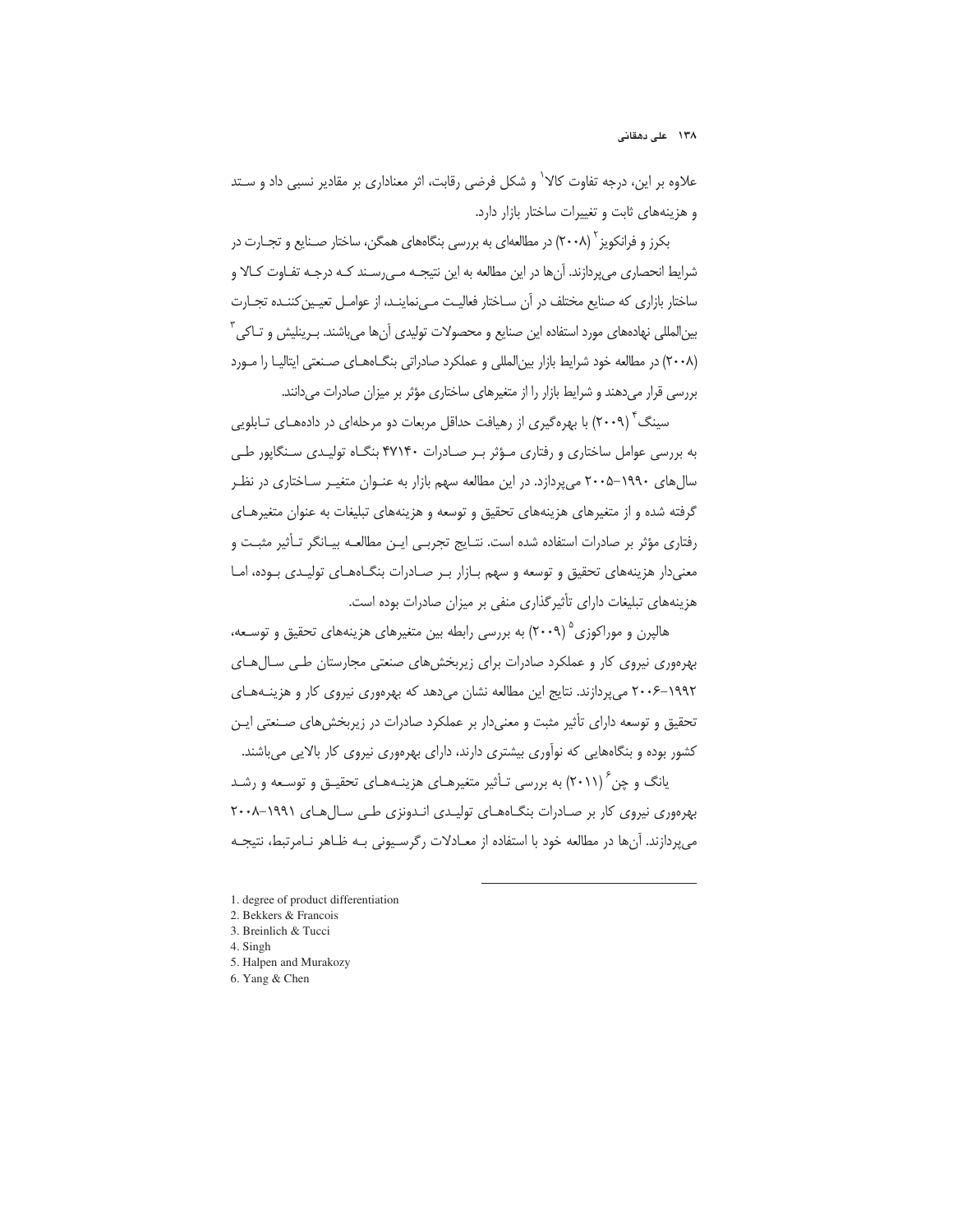علاوه بر این، درجه تفاوت کالا[1] و شکل فرضی رقابت، اثر معناداری بر مقادیر نسبی داد و ستد و هزینه‌های ثابت و تغییرات ساختار بازار دارد.

بکرز و فرانکویز[2] (۲۰۰۸) در مطالعه‌ای به بررسی بنگاه‌های همگن، ساختار صنایع و تجارت در شرایط انحصاری می‌پردازند. آن‌ها در این مطالعه به این نتیجه می‌رسند که درجه تفاوت کالا و ساختار بازاری که صنایع مختلف در آن ساختار فعالیت می‌نمایند، از عوامل تعیین‌کننده تجارت بین‌المللی نهاده‌های مورد استفاده این صنایع و محصولات تولیدی آن‌ها می‌باشند. برینلیش و تاکی[3] (۲۰۰۸) در مطالعه خود شرایط بازار بین‌المللی و عملکرد صادراتی بنگاه‌های صنعتی ایتالیا را مورد بررسی قرار می‌دهند و شرایط بازار را از متغیرهای ساختاری مؤثر بر میزان صادرات می‌دانند.

سینگ[4] (۲۰۰۹) با بهره‌گیری از رهیافت حداقل مربعات دو مرحله‌ای در داده‌های تابلویی به بررسی عوامل ساختاری و رفتاری مؤثر بر صادرات ۴۷۱۴۰ بنگاه تولیدی سنگاپور طی سال‌های ۱۹۹۰–۲۰۰۵ می‌پردازد. در این مطالعه سهم بازار به عنوان متغیر ساختاری در نظر گرفته شده و از متغیرهای هزینه‌های تحقیق و توسعه و هزینه‌های تبلیغات به عنوان متغیرهای رفتاری مؤثر بر صادرات استفاده شده است. نتایج تجربی این مطالعه بیانگر تأثیر مثبت و معنی‌دار هزینه‌های تحقیق و توسعه و سهم بازار بر صادرات بنگاه‌های تولیدی بوده، اما هزینه‌های تبلیغات دارای تأثیرگذاری منفی بر میزان صادرات بوده است.

هالپرن و موراکوزی[5] (۲۰۰۹) به بررسی رابطه بین متغیرهای هزینه‌های تحقیق و توسعه، بهره‌وری نیروی کار و عملکرد صادرات برای زیربخش‌های صنعتی مجارستان طی سال‌های ۱۹۹۲–۲۰۰۶ می‌پردازند. نتایج این مطالعه نشان می‌دهد که بهره‌وری نیروی کار و هزینه‌های تحقیق و توسعه دارای تأثیر مثبت و معنی‌دار بر عملکرد صادرات در زیربخش‌های صنعتی این کشور بوده و بنگاه‌هایی که نوآوری بیشتری دارند، دارای بهره‌وری نیروی کار بالایی می‌باشند.

یانگ و چن[6] (۲۰۱۱) به بررسی تأثیر متغیرهای هزینه‌های تحقیق و توسعه و رشد بهره‌وری نیروی کار بر صادرات بنگاه‌های تولیدی اندونزی طی سال‌های ۱۹۹۱–۲۰۰۸ می‌پردازند. آن‌ها در مطالعه خود با استفاده از معادلات رگرسیونی به ظاهر نامرتبط، نتیجه

---

1. degree of product differentiation
2. Bekkers & Francois
3. Breinlich & Tucci
4. Singh
5. Halpen and Murakozy
6. Yang & Chen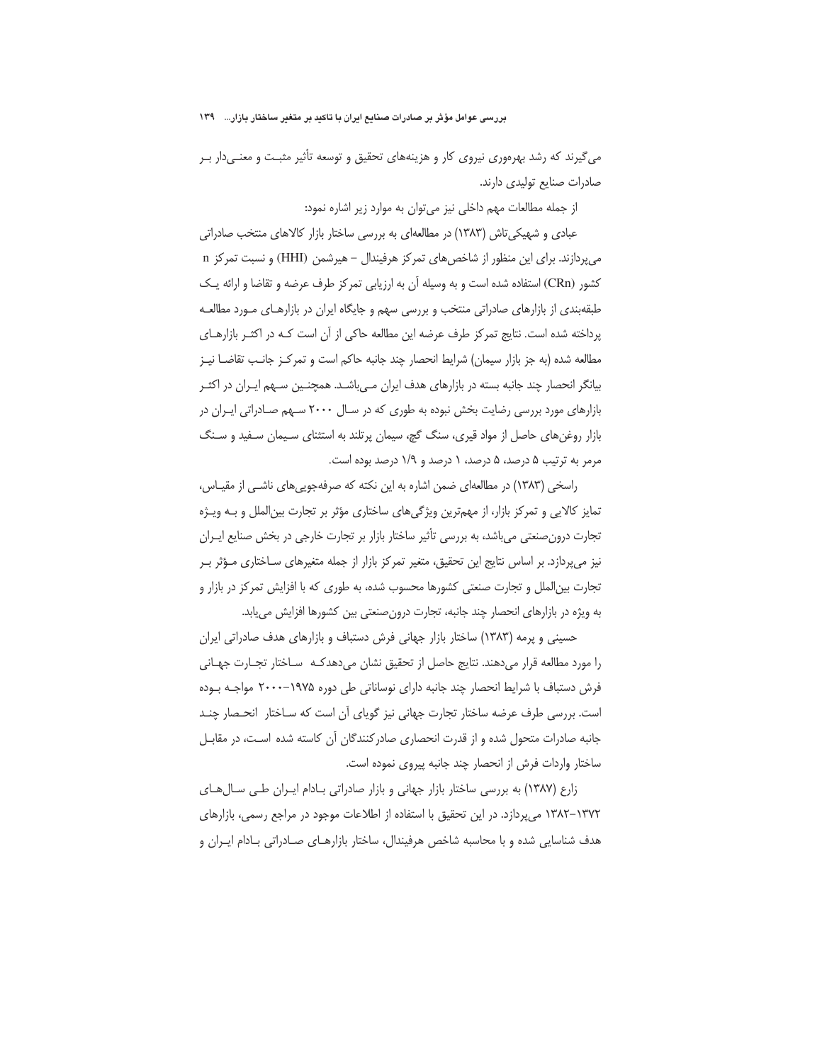می‌گیرند که رشد بهره‌وری نیروی کار و هزینه‌های تحقیق و توسعه تأثیر مثبت و معنی‌دار بر صادرات صنایع تولیدی دارند.

از جمله مطالعات مهم داخلی نیز می‌توان به موارد زیر اشاره نمود:

عبادی و شهیکی‌تاش (۱۳۸۳) در مطالعه‌ای به بررسی ساختار بازار کالاهای منتخب صادراتی می‌پردازند. برای این منظور از شاخص‌های تمرکز هرفیندال – هیرشمن (HHI) و نسبت تمرکز n کشور (CRn) استفاده شده است و به وسیله آن به ارزیابی تمرکز طرف عرضه و تقاضا و ارائه یک طبقه‌بندی از بازارهای صادراتی منتخب و بررسی سهم و جایگاه ایران در بازارهای مورد مطالعه پرداخته شده است. نتایج تمرکز طرف عرضه این مطالعه حاکی از آن است که در اکثر بازارهای مطالعه شده (به جز بازار سیمان) شرایط انحصار چند جانبه حاکم است و تمرکز جانب تقاضا نیز بیانگر انحصار چند جانبه بسته در بازارهای هدف ایران می‌باشد. همچنین سهم ایران در اکثر بازارهای مورد بررسی رضایت بخش نبوده به طوری که در سال ۲۰۰۰ سهم صادراتی ایران در بازار روغن‌های حاصل از مواد قیری، سنگ گچ، سیمان پرتلند به استثنای سیمان سفید و سنگ مرمر به ترتیب ۵ درصد، ۵ درصد، ۱ درصد و ۱/۹ درصد بوده است.

راسخی (۱۳۸۳) در مطالعه‌ای ضمن اشاره به این نکته که صرفه‌جویی‌های ناشی از مقیاس، تمایز کالایی و تمرکز بازار، از مهم‌ترین ویژگی‌های ساختاری مؤثر بر تجارت بین‌الملل و به ویژه تجارت درون‌صنعتی می‌باشد، به بررسی تأثیر ساختار بازار بر تجارت خارجی در بخش صنایع ایران نیز می‌پردازد. بر اساس نتایج این تحقیق، متغیر تمرکز بازار از جمله متغیرهای ساختاری مؤثر بر تجارت بین‌الملل و تجارت صنعتی کشورها محسوب شده، به طوری که با افزایش تمرکز در بازار و به ویژه در بازارهای انحصار چند جانبه، تجارت درون‌صنعتی بین کشورها افزایش می‌یابد.

حسینی و پرمه (۱۳۸۳) ساختار بازار جهانی فرش دستباف و بازارهای هدف صادراتی ایران را مورد مطالعه قرار می‌دهند. نتایج حاصل از تحقیق نشان می‌دهدکه ساختار تجارت جهانی فرش دستباف با شرایط انحصار چند جانبه دارای نوساناتی طی دوره ۱۹۷۵–۲۰۰۰ مواجه بوده است. بررسی طرف عرضه ساختار تجارت جهانی نیز گویای آن است که ساختار انحصار چند جانبه صادرات متحول شده و از قدرت انحصاری صادرکنندگان آن کاسته شده است، در مقابل ساختار واردات فرش از انحصار چند جانبه پیروی نموده است.

زارع (۱۳۸۷) به بررسی ساختار بازار جهانی و بازار صادراتی بادام ایران طی سال‌های ۱۳۷۲–۱۳۸۲ می‌پردازد. در این تحقیق با استفاده از اطلاعات موجود در مراجع رسمی، بازارهای هدف شناسایی شده و با محاسبه شاخص هرفیندال، ساختار بازارهای صادراتی بادام ایران و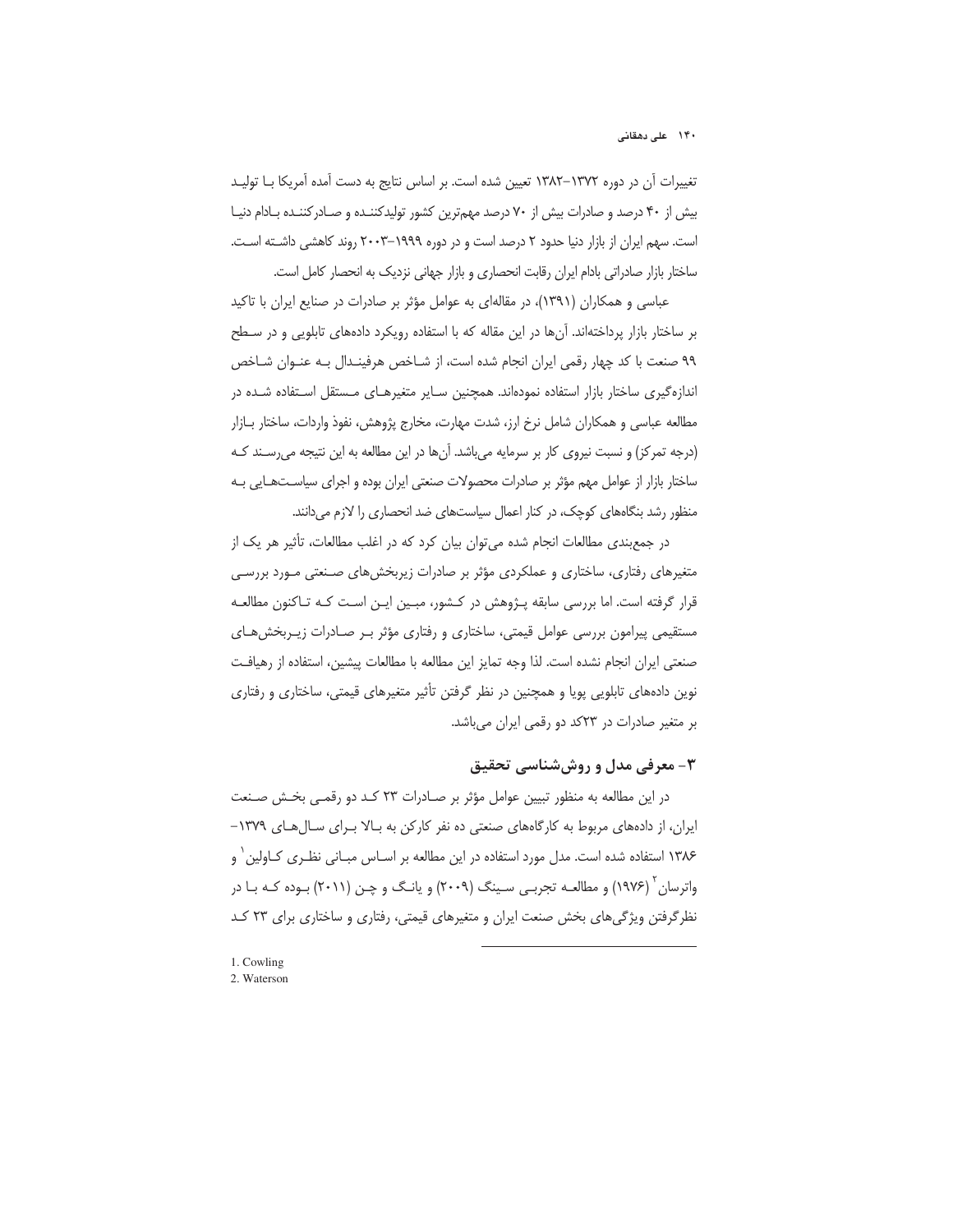تغییرات آن در دوره ۱۳۷۲-۱۳۸۲ تعیین شده است. بر اساس نتایج به دست آمده آمریکا با تولید بیش از ۴۰ درصد و صادرات بیش از ۷۰ درصد مهم‌ترین کشور تولیدکننده و صادرکننده بادام دنیا است. سهم ایران از بازار دنیا حدود ۲ درصد است و در دوره ۱۹۹۹-۲۰۰۳ روند کاهشی داشته است. ساختار بازار صادراتی بادام ایران رقابت انحصاری و بازار جهانی نزدیک به انحصار کامل است.

عباسی و همکاران (۱۳۹۱)، در مقاله‌ای به عوامل مؤثر بر صادرات در صنایع ایران با تاکید بر ساختار بازار پرداخته‌اند. آن‌ها در این مقاله که با استفاده رویکرد داده‌های تابلویی و در سطح ۹۹ صنعت با کد چهار رقمی ایران انجام شده است، از شاخص هرفیندال به عنوان شاخص اندازه‌گیری ساختار بازار استفاده نموده‌اند. همچنین سایر متغیرهای مستقل استفاده شده در مطالعه عباسی و همکاران شامل نرخ ارز، شدت مهارت، مخارج پژوهش، نفوذ واردات، ساختار بازار (درجه تمرکز) و نسبت نیروی کار بر سرمایه می‌باشد. آن‌ها در این مطالعه به این نتیجه می‌رسند که ساختار بازار از عوامل مهم مؤثر بر صادرات محصولات صنعتی ایران بوده و اجرای سیاست‌هایی به منظور رشد بنگاه‌های کوچک، در کنار اعمال سیاست‌های ضد انحصاری را لازم می‌دانند.

در جمع‌بندی مطالعات انجام شده می‌توان بیان کرد که در اغلب مطالعات، تأثیر هر یک از متغیرهای رفتاری، ساختاری و عملکردی مؤثر بر صادرات زیربخش‌های صنعتی مورد بررسی قرار گرفته است. اما بررسی سابقه پژوهش در کشور، مبین این است که تاکنون مطالعه مستقیمی پیرامون بررسی عوامل قیمتی، ساختاری و رفتاری مؤثر بر صادرات زیربخش‌های صنعتی ایران انجام نشده است. لذا وجه تمایز این مطالعه با مطالعات پیشین، استفاده از رهیافت نوین داده‌های تابلویی پویا و همچنین در نظر گرفتن تأثیر متغیرهای قیمتی، ساختاری و رفتاری بر متغیر صادرات در ۲۳کد دو رقمی ایران می‌باشد.

## ۳- معرفی مدل و روش‌شناسی تحقیق

در این مطالعه به منظور تبیین عوامل مؤثر بر صادرات ۲۳ کد دو رقمی بخش صنعت ایران، از داده‌های مربوط به کارگاه‌های صنعتی ده نفر کارکن به بالا برای سال‌های ۱۳۷۹-۱۳۸۶ استفاده شده است. مدل مورد استفاده در این مطالعه بر اساس مبانی نظری کاولین[1] و واترسان[2] (۱۹۷۶) و مطالعه تجربی سینگ (۲۰۰۹) و یانگ و چن (۲۰۱۱) بوده که با در نظرگرفتن ویژگی‌های بخش صنعت ایران و متغیرهای قیمتی، رفتاری و ساختاری برای ۲۳ کد

1. Cowling
2. Waterson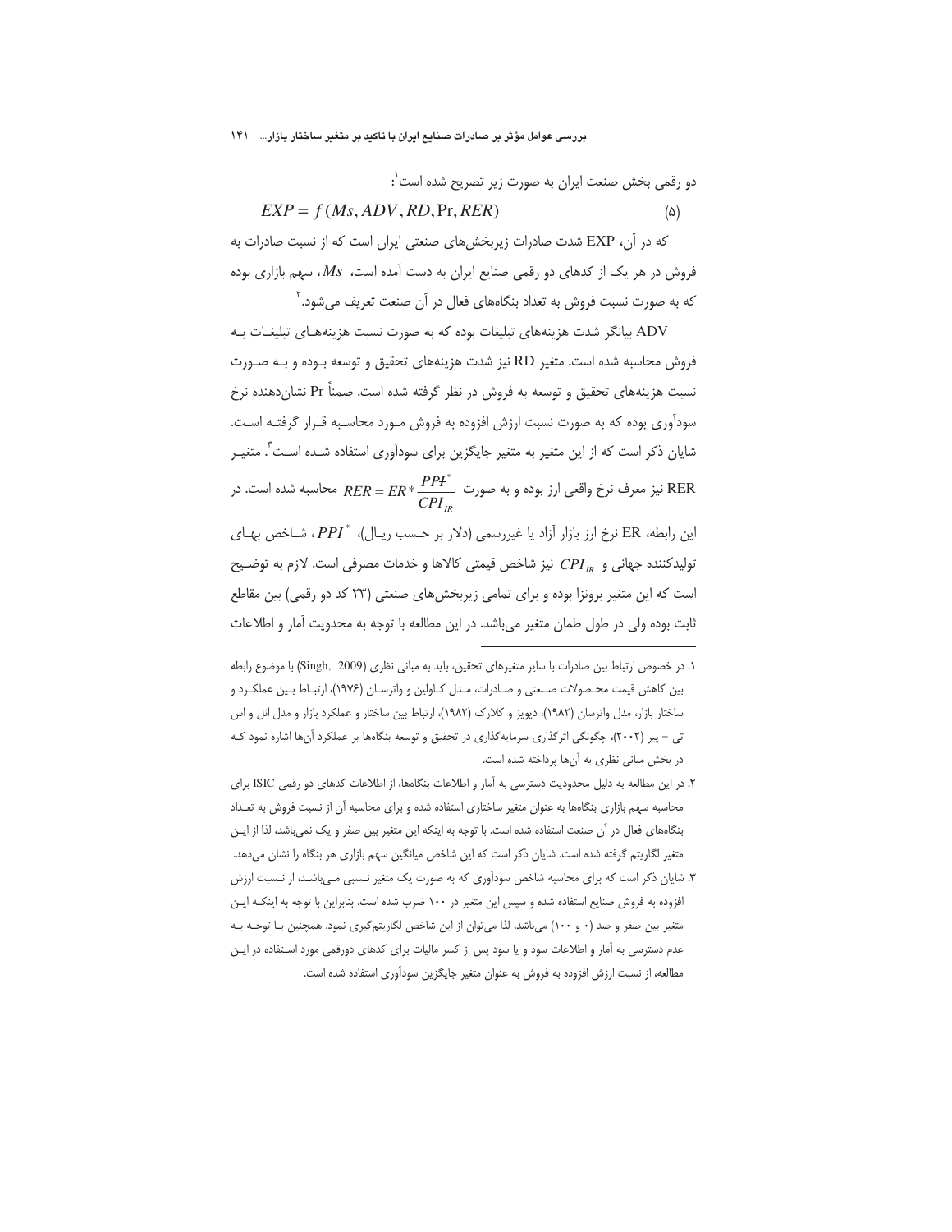دو رقمی بخش صنعت ایران به صورت زیر تصریح شده است[1]:

$$EXP = f(Ms, ADV, RD, \Pr, RER) \qquad (۵)$$

که در آن، EXP شدت صادرات زیربخش‌های صنعتی ایران است که از نسبت صادرات به فروش در هر یک از کدهای دو رقمی صنایع ایران به دست آمده است، $Ms$، سهم بازاری بوده که به صورت نسبت فروش به تعداد بنگاه‌های فعال در آن صنعت تعریف می‌شود.[2]

ADV بیانگر شدت هزینه‌های تبلیغات بوده که به صورت نسبت هزینه‌های تبلیغات به فروش محاسبه شده است. متغیر RD نیز شدت هزینه‌های تحقیق و توسعه بوده و به صورت نسبت هزینه‌های تحقیق و توسعه به فروش در نظر گرفته شده است. ضمناً Pr نشان‌دهنده نرخ سودآوری بوده که به صورت نسبت ارزش افزوده به فروش مورد محاسبه قرار گرفته است. شایان ذکر است که از این متغیر به متغیر جایگزین برای سودآوری استفاده شده است[3]. متغیر RER نیز معرف نرخ واقعی ارز بوده و به صورت $RER = ER * \frac{PPI^*}{CPI_{IR}}$ محاسبه شده است. در این رابطه، ER نرخ ارز بازار آزاد یا غیررسمی (دلار بر حسب ریال)، $PPI^*$، شاخص بهای تولیدکننده جهانی و $CPI_{IR}$ نیز شاخص قیمتی کالاها و خدمات مصرفی است. لازم به توضیح است که این متغیر برونزا بوده و برای تمامی زیربخش‌های صنعتی (۲۳ کد دو رقمی) بین مقاطع ثابت بوده ولی در طول طمان متغیر می‌باشد. در این مطالعه با توجه به محدویت آمار و اطلاعات

---

۱. در خصوص ارتباط بین صادرات با سایر متغیرهای تحقیق، باید به مبانی نظری (Singh, 2009) با موضوع رابطه بین کاهش قیمت محصولات صنعتی و صادرات، مدل کاولین و واترسان (۱۹۷۶)، ارتباط بین عملکرد و ساختار بازار، مدل واترسان (۱۹۸۲)، دیویز و کلارک (۱۹۸۲)، ارتباط بین ساختار و عملکرد بازار و مدل انل و اس تی - پیر (۲۰۰۲)، چگونگی اثرگذاری سرمایه‌گذاری در تحقیق و توسعه بنگاه‌ها بر عملکرد آن‌ها اشاره نمود که در بخش مبانی نظری به آن‌ها پرداخته شده است.

۲. در این مطالعه به دلیل محدودیت دسترسی به آمار و اطلاعات بنگاه‌ها، از اطلاعات کدهای دو رقمی ISIC برای محاسبه سهم بازاری بنگاه‌ها به عنوان متغیر ساختاری استفاده شده و برای محاسبه آن از نسبت فروش به تعداد بنگاه‌های فعال در آن صنعت استفاده شده است. با توجه به اینکه این متغیر بین صفر و یک نمی‌باشد، لذا از این متغیر لگاریتم گرفته شده است. شایان ذکر است که این شاخص میانگین سهم بازاری هر بنگاه را نشان می‌دهد.

۳. شایان ذکر است که برای محاسبه شاخص سودآوری که به صورت یک متغیر نسبی می‌باشد، از نسبت ارزش افزوده به فروش صنایع استفاده شده و سپس این متغیر در ۱۰۰ ضرب شده است. بنابراین با توجه به اینکه این متغیر بین صفر و صد (۰ و ۱۰۰) می‌باشد، لذا می‌توان از این شاخص لگاریتم‌گیری نمود. همچنین با توجه به عدم دسترسی به آمار و اطلاعات سود و یا سود پس از کسر مالیات برای کدهای دورقمی مورد استفاده در این مطالعه، از نسبت ارزش افزوده به فروش به عنوان متغیر جایگزین سودآوری استفاده شده است.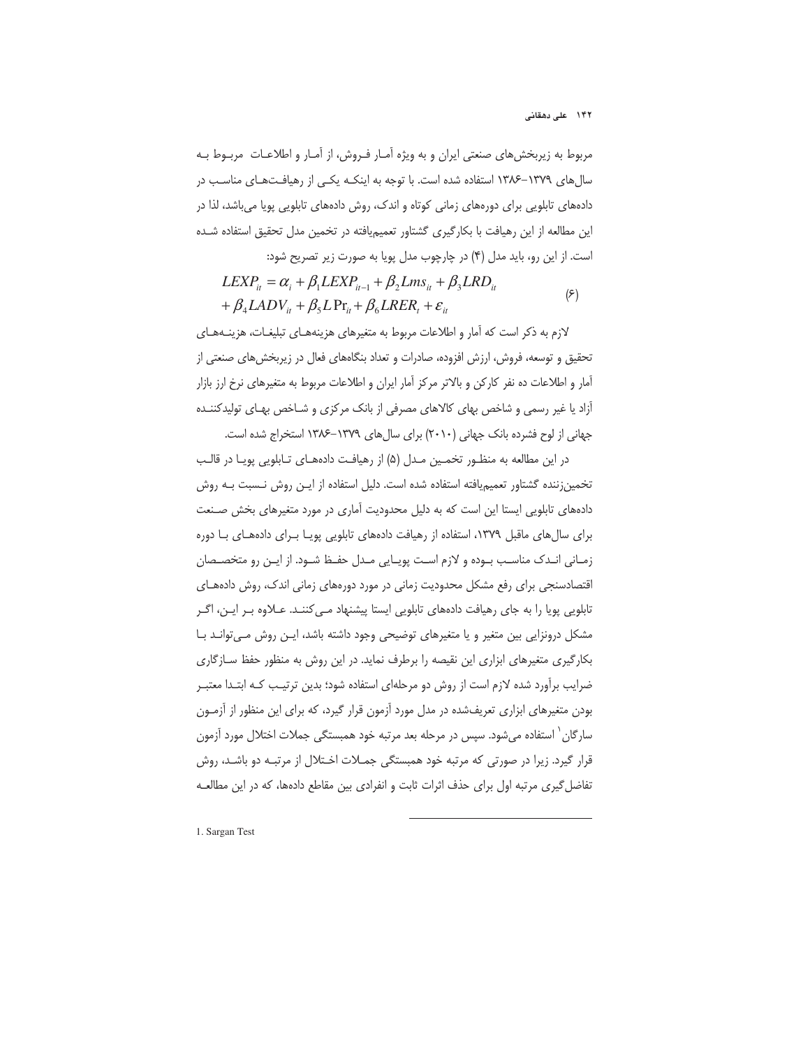مربوط به زیربخش‌های صنعتی ایران و به ویژه آمار فروش، از آمار و اطلاعات مربوط به سال‌های ۱۳۷۹-۱۳۸۶ استفاده شده است. با توجه به اینکه یکی از رهیافت‌های مناسب در داده‌های تابلویی برای دوره‌های زمانی کوتاه و اندک، روش داده‌های تابلویی پویا می‌باشد، لذا در این مطالعه از این رهیافت با بکارگیری گشتاور تعمیم‌یافته در تخمین مدل تحقیق استفاده شده است. از این رو، باید مدل (۴) در چارچوب مدل پویا به صورت زیر تصریح شود:

$$LEXP_{it} = \alpha_i + \beta_1 LEXP_{it-1} + \beta_2 Lms_{it} + \beta_3 LRD_{it} + \beta_4 LADV_{it} + \beta_5 L\Pr_{it} + \beta_6 LRER_t + \varepsilon_{it} \qquad (۶)$$

لازم به ذکر است که آمار و اطلاعات مربوط به متغیرهای هزینه‌های تبلیغات، هزینه‌های تحقیق و توسعه، فروش، ارزش افزوده، صادرات و تعداد بنگاه‌های فعال در زیربخش‌های صنعتی از آمار و اطلاعات ده نفر کارکن و بالاتر مرکز آمار ایران و اطلاعات مربوط به متغیرهای نرخ ارز بازار آزاد یا غیر رسمی و شاخص بهای کالاهای مصرفی از بانک مرکزی و شاخص بهای تولیدکننده جهانی از لوح فشرده بانک جهانی (۲۰۱۰) برای سال‌های ۱۳۷۹-۱۳۸۶ استخراج شده است.

در این مطالعه به منظور تخمین مدل (۵) از رهیافت داده‌های تابلویی پویا در قالب تخمین‌زننده گشتاور تعمیم‌یافته استفاده شده است. دلیل استفاده از این روش نسبت به روش داده‌های تابلویی ایستا این است که به دلیل محدودیت آماری در مورد متغیرهای بخش صنعت برای سال‌های ماقبل ۱۳۷۹، استفاده از رهیافت داده‌های تابلویی پویا برای داده‌های با دوره زمانی اندک مناسب بوده و لازم است پویایی مدل حفظ شود. از این رو متخصصان اقتصادسنجی برای رفع مشکل محدودیت زمانی در مورد دوره‌های زمانی اندک، روش داده‌های تابلویی پویا را به جای رهیافت داده‌های تابلویی ایستا پیشنهاد می‌کنند. علاوه بر این، اگر مشکل درونزایی بین متغیر و یا متغیرهای توضیحی وجود داشته باشد، این روش می‌تواند با بکارگیری متغیرهای ابزاری این نقیصه را برطرف نماید. در این روش به منظور حفظ سازگاری ضرایب برآورد شده لازم است از روش دو مرحله‌ای استفاده شود؛ بدین ترتیب که ابتدا معتبر بودن متغیرهای ابزاری تعریف‌شده در مدل مورد آزمون قرار گیرد، که برای این منظور از آزمون سارگان[1] استفاده می‌شود. سپس در مرحله بعد مرتبه خود همبستگی جملات اختلال مورد آزمون قرار گیرد. زیرا در صورتی که مرتبه خود همبستگی جملات اختلال از مرتبه دو باشد، روش تفاضل‌گیری مرتبه اول برای حذف اثرات ثابت و انفرادی بین مقاطع داده‌ها، که در این مطالعه

1. Sargan Test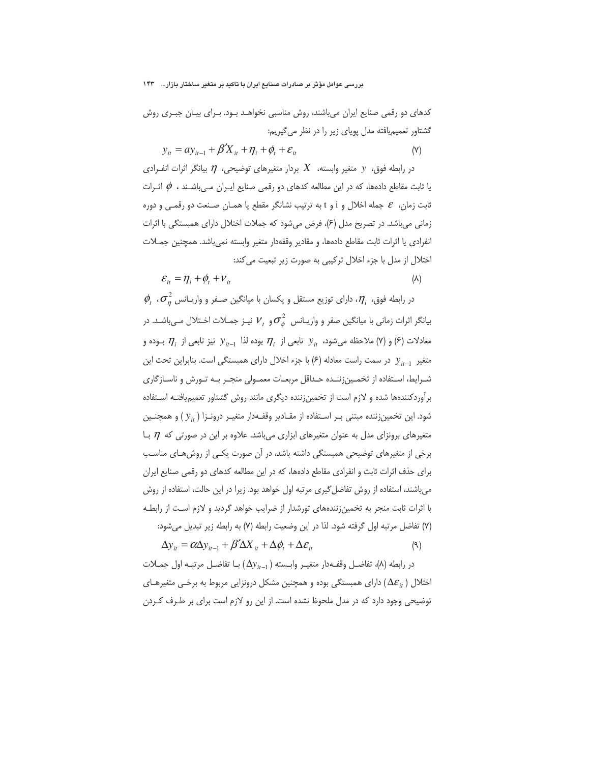کدهای دو رقمی صنایع ایران می‌باشند، روش مناسبی نخواهد بود. برای بیان جبری روش گشتاور تعمیم‌یافته مدل پویای زیر را در نظر می‌گیریم:

$$y_{it} = a y_{it-1} + \beta' X_{it} + \eta_i + \phi_t + \varepsilon_{it} \qquad (۷)$$

در رابطه فوق، $y$ متغیر وابسته، $X$ بردار متغیرهای توضیحی، $\eta$ بیانگر اثرات انفرادی یا ثابت مقاطع داده‌ها، که در این مطالعه کدهای دو رقمی صنایع ایران می‌باشند ، $\phi$ اثرات ثابت زمان، $\varepsilon$ جمله اخلال و i و t به ترتیب نشانگر مقطع یا همان صنعت دو رقمی و دوره زمانی می‌باشد. در تصریح مدل (۶)، فرض می‌شود که جملات اختلال دارای همبستگی با اثرات انفرادی یا اثرات ثابت مقاطع داده‌ها، و مقادیر وقفه‌دار متغیر وابسته نمی‌باشد. همچنین جملات اختلال از مدل با جزء اخلال ترکیبی به صورت زیر تبعیت می‌کند:

$$\varepsilon_{it} = \eta_i + \phi_t + v_{it} \qquad (۸)$$

در رابطه فوق، $\eta_i$، دارای توزیع مستقل و یکسان با میانگین صفر و واریانس $\sigma_\eta^2$، $\phi_t$ بیانگر اثرات زمانی با میانگین صفر و واریانس $\sigma_\phi^2$ و $v_t$ نیز جملات اختلال می‌باشد. در معادلات (۶) و (۷) ملاحظه می‌شود، $y_{it}$ تابعی از $\eta_i$ بوده لذا $y_{it-1}$ نیز تابعی از $\eta_i$ بوده و متغیر $y_{it-1}$ در سمت راست معادله (۶) با جزء اخلال دارای همبستگی است. بنابراین تحت این شرایط، استفاده از تخمین‌زننده حداقل مربعات معمولی منجر به تورش و ناسازگاری برآوردکننده‌ها شده و لازم است از تخمین‌زننده دیگری مانند روش گشتاور تعمیم‌یافته استفاده شود. این تخمین‌زننده مبتنی بر استفاده از مقادیر وقفه‌دار متغیر درونزا ($y_{it}$) و همچنین متغیرهای برونزای مدل به عنوان متغیرهای ابزاری می‌باشد. علاوه بر این در صورتی که $\eta$ با برخی از متغیرهای توضیحی همبستگی داشته باشد، در آن صورت یکی از روش‌های مناسب برای حذف اثرات ثابت و انفرادی مقاطع داده‌ها، که در این مطالعه کدهای دو رقمی صنایع ایران می‌باشند، استفاده از روش تفاضل‌گیری مرتبه اول خواهد بود. زیرا در این حالت، استفاده از روش با اثرات ثابت منجر به تخمین‌زننده‌های تورشدار از ضرایب خواهد گردید و لازم است از رابطه (۷) تفاضل مرتبه اول گرفته شود. لذا در این وضعیت رابطه (۷) به رابطه زیر تبدیل می‌شود:

$$\Delta y_{it} = \alpha \Delta y_{it-1} + \beta' \Delta X_{it} + \Delta \phi_t + \Delta \varepsilon_{it} \qquad (۹)$$

در رابطه (۸)، تفاضل وقفه‌دار متغیر وابسته ($\Delta y_{it-1}$) با تفاضل مرتبه اول جملات اختلال ($\Delta \varepsilon_{it}$) دارای همبستگی بوده و همچنین مشکل درونزایی مربوط به برخی متغیرهای توضیحی وجود دارد که در مدل ملحوظ نشده است. از این رو لازم است برای بر طرف کردن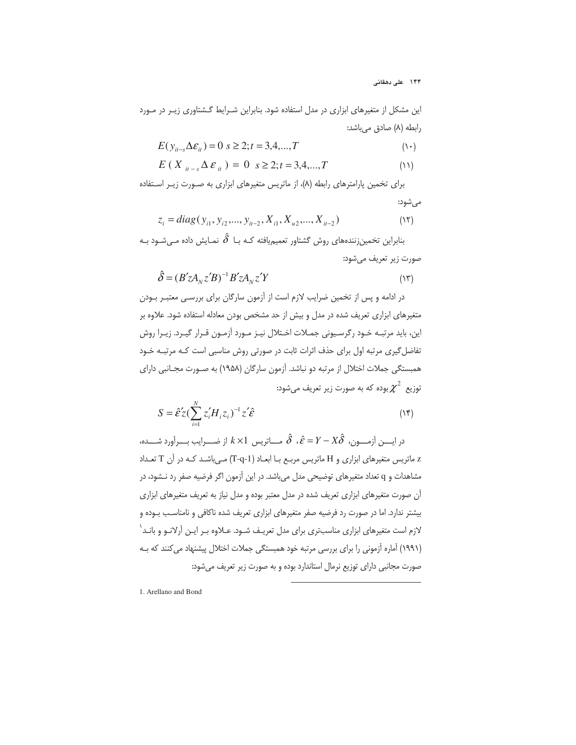این مشکل از متغیرهای ابزاری در مدل استفاده شود. بنابراین شرایط گشتاوری زیر در مورد رابطه (۸) صادق می‌باشد:

$$E(y_{it-s}\Delta\varepsilon_{it}) = 0 \;\; s \geq 2; t = 3,4,...,T \tag{۱۰}$$

$$E(X_{it-s}\Delta\varepsilon_{it}) = 0 \;\; s \geq 2; t = 3,4,...,T \tag{۱۱}$$

برای تخمین پارامترهای رابطه (۸)، از ماتریس متغیرهای ابزاری به صورت زیر استفاده می‌شود:

$$z_i = diag(y_{i1}, y_{i2},..., y_{it-2}, X_{i1}, X_{i2},..., X_{it-2}) \tag{۱۲}$$

بنابراین تخمین‌زننده‌های روش گشتاور تعمیم‌یافته که با $\hat{\delta}$ نمایش داده می‌شود به صورت زیر تعریف می‌شود:

$$\hat{\delta} = (B'zA_N z'B)^{-1} B'zA_N z'Y \tag{۱۳}$$

در ادامه و پس از تخمین ضرایب لازم است از آزمون سارگان برای بررسی معتبر بودن متغیرهای ابزاری تعریف شده در مدل و بیش از حد مشخص بودن معادله استفاده شود. علاوه بر این، باید مرتبه خود رگرسیونی جملات اختلال نیز مورد آزمون قرار گیرد. زیرا روش تفاضل‌گیری مرتبه اول برای حذف اثرات ثابت در صورتی روش مناسبی است که مرتبه خود همبستگی جملات اختلال از مرتبه دو نباشد. آزمون سارگان (۱۹۵۸) به صورت مجانبی دارای توزیع $\chi^2$ بوده که به صورت زیر تعریف می‌شود:

$$S = \hat{\varepsilon}'z(\sum_{i=1}^{N} z_i' H_i z_i)^{-1} z'\hat{\varepsilon} \tag{۱۴}$$

در این آزمون، $\hat{\varepsilon} = Y - X\hat{\delta}$ ، $\hat{\delta}$ ماتریس $k \times 1$ از ضرایب برآورد شده، z ماتریس متغیرهای ابزاری و H ماتریس مربع با ابعاد (T-q-1) می‌باشد که در آن T تعداد مشاهدات و q تعداد متغیرهای توضیحی مدل می‌باشد. در این آزمون اگر فرضیه صفر رد نشود، در آن صورت متغیرهای ابزاری تعریف شده در مدل معتبر بوده و مدل نیاز به تعریف متغیرهای ابزاری بیشتر ندارد. اما در صورت رد فرضیه صفر متغیرهای ابزاری تعریف شده ناکافی و نامناسب بوده و لازم است متغیرهای ابزاری مناسب‌تری برای مدل تعریف شود. علاوه بر این آرلانو و باند[1] (۱۹۹۱) آماره آزمونی را برای بررسی مرتبه خود همبستگی جملات اختلال پیشنهاد می‌کنند که به صورت مجانبی دارای توزیع نرمال استاندارد بوده و به صورت زیر تعریف می‌شود:

---

1. Arellano and Bond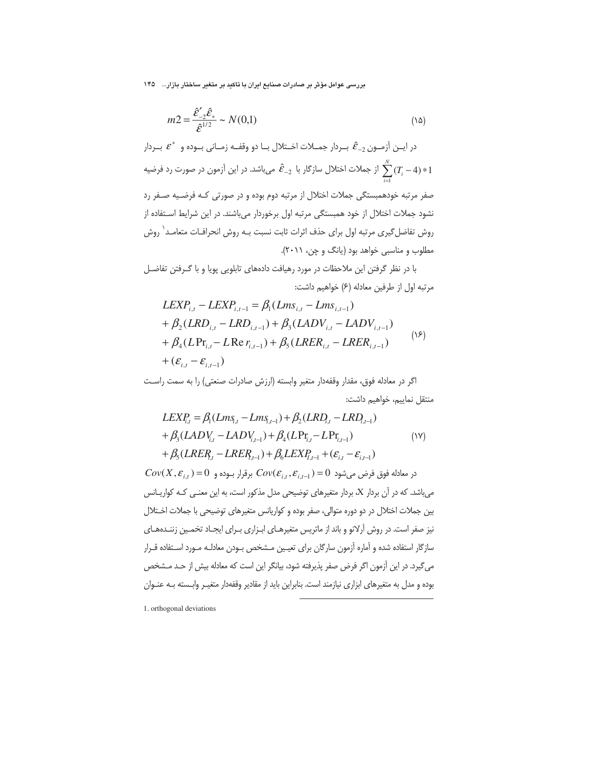$$m2 = \frac{\hat{\varepsilon}'_{-2}\hat{\varepsilon}_{*}}{\hat{\varepsilon}^{1/2}} \sim N(0,1) \tag{15}$$

در ایــن آزمــون $\hat{\varepsilon}_{-2}$ بــردار جمــلات اخــتلال بــا دو وقفــه زمــانی بــوده و $\varepsilon^{*}$ بــردار $\sum_{i=1}^{N}(T_i - 4) * 1$ از جملات اختلال سازگار با $\hat{\varepsilon}_{-2}$ می‌باشد. در این آزمون در صورت رد فرضیه صفر مرتبه خودهمبستگی جملات اختلال از مرتبه دوم بوده و در صورتی کـه فرضـیه صـفر رد نشود جملات اختلال از خود همبستگی مرتبه اول برخوردار می‌باشند. در این شرایط اسـتفاده از روش تفاضل‌گیری مرتبه اول برای حذف اثرات ثابت نسبت بـه روش انحرافـات متعامـد[1] روش مطلوب و مناسبی خواهد بود (یانگ و چن، ۲۰۱۱).

با در نظر گرفتن این ملاحظات در مورد رهیافت داده‌های تابلویی پویا و با گـرفتن تفاضـل مرتبه اول از طرفین معادله (۶) خواهیم داشت:

$$\begin{aligned} LEXP_{i,t} - LEXP_{i,t-1} &= \beta_1(Lms_{i,t} - Lms_{i,t-1}) \\ &+ \beta_2(LRD_{i,t} - LRD_{i,t-1}) + \beta_3(LADV_{i,t} - LADV_{i,t-1}) \\ &+ \beta_4(L\Pr_{i,t} - L\mathrm{Re}\,r_{i,t-1}) + \beta_5(LRER_{i,t} - LRER_{i,t-1}) \\ &+ (\varepsilon_{i,t} - \varepsilon_{i,t-1}) \end{aligned} \tag{16}$$

اگر در معادله فوق، مقدار وقفه‌دار متغیر وابسته (ارزش صادرات صنعتی) را به سمت راسـت منتقل نماییم، خواهیم داشت:

$$\begin{aligned} LEXP_{i,t} &= \beta_1(Lms_{i,t} - Lms_{i,t-1}) + \beta_2(LRD_{i,t} - LRD_{i,t-1}) \\ &+ \beta_3(LADV_{i,t} - LADV_{i,t-1}) + \beta_4(L\Pr_{i,t} - L\Pr_{i,t-1}) \\ &+ \beta_5(LRER_{i,t} - LRER_{i,t-1}) + \beta_6 LEXP_{i,t-1} + (\varepsilon_{i,t} - \varepsilon_{i,t-1}) \end{aligned} \tag{17}$$

در معادله فوق فرض می‌شود $Cov(\varepsilon_{i,t}, \varepsilon_{i,t-1}) = 0$ برقرار بـوده و $Cov(X, \varepsilon_{i,t}) = 0$ می‌باشد. که در آن بردار X، بردار متغیرهای توضیحی مدل مذکور است، به این معنـی کـه کواریـانس بین جملات اختلال در دو دوره متوالی، صفر بوده و کواریانس متغیرهای توضیحی با جملات اخـتلال نیز صفر است. در روش آرلانو و باند از ماتریس متغیرهـای ابـزاری بـرای ایجـاد تخمـین زننـده‌هـای سازگار استفاده شده و آماره آزمون سارگان برای تعیـین مـشخص بـودن معادلـه مـورد اسـتفاده قـرار می‌گیرد. در این آزمون اگر فرض صفر پذیرفته شود، بیانگر این است که معادله بیش از حـد مـشخص بوده و مدل به متغیرهای ابزاری نیازمند است. بنابراین باید از مقادیر وقفه‌دار متغیـر وابـسته بـه عنـوان

1. orthogonal deviations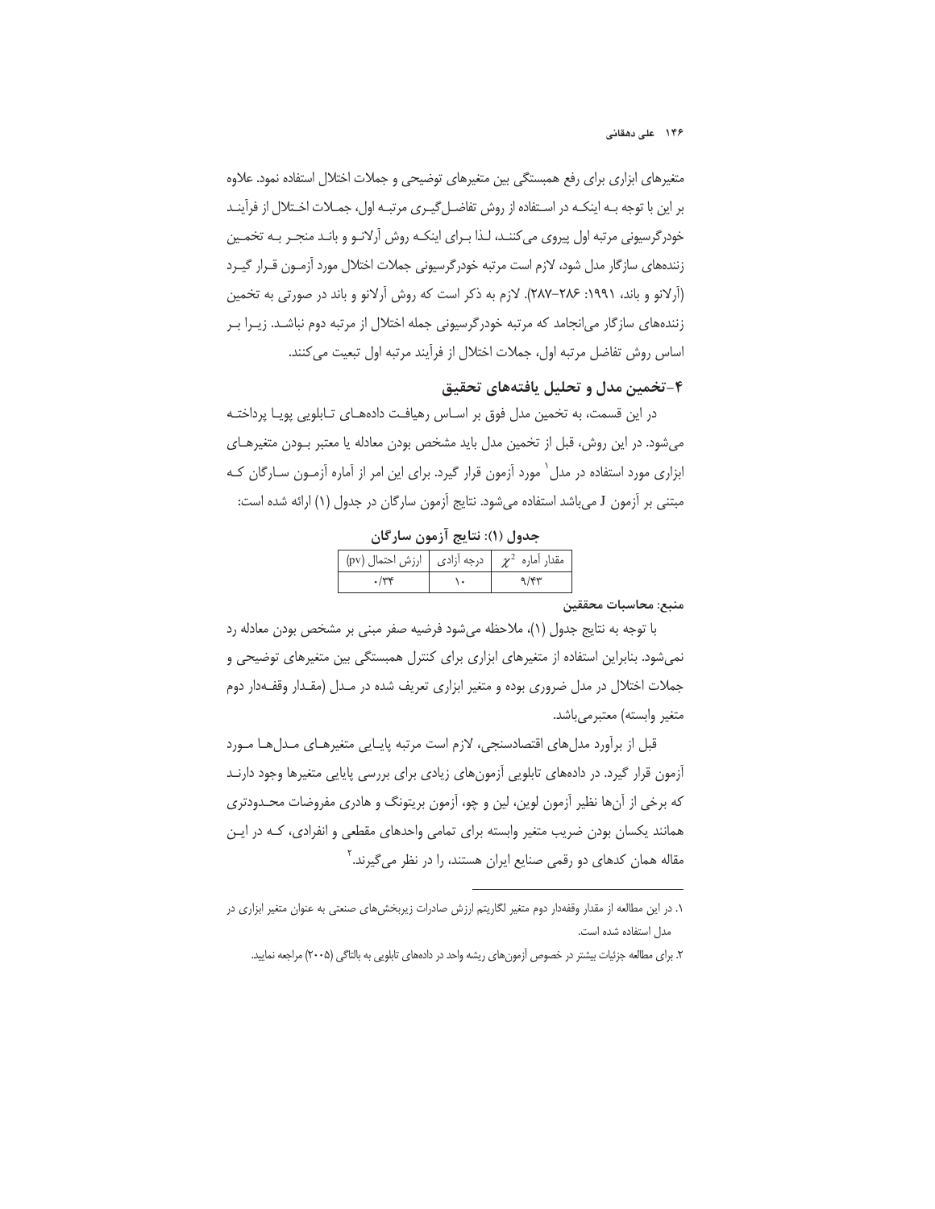متغیرهای ابزاری برای رفع همبستگی بین متغیرهای توضیحی و جملات اختلال استفاده نمود. علاوه بر این با توجه بـه اینکـه در اسـتفاده از روش تفاضـل‌گیـری مرتبـه اول، جمـلات اخـتلال از فرآینـد خودرگرسیونی مرتبه اول پیروی می‌کننـد، لـذا بـرای اینکـه روش آرلانـو و بانـد منجـر بـه تخمـین زننده‌های سازگار مدل شود، لازم است مرتبه خودرگرسیونی جملات اختلال مورد آزمـون قـرار گیـرد (آرلانو و باند، ۱۹۹۱: ۲۸۶-۲۸۷). لازم به ذکر است که روش آرلانو و باند در صورتی به تخمین زننده‌های سازگار می‌انجامد که مرتبه خودرگرسیونی جمله اختلال از مرتبه دوم نباشـد. زیـرا بـر اساس روش تفاضل مرتبه اول، جملات اختلال از فرآیند مرتبه اول تبعیت می‌کنند.

## ۴-تخمین مدل و تحلیل یافته‌های تحقیق

در این قسمت، به تخمین مدل فوق بر اسـاس رهیافـت داده‌هـای تـابلویی پویـا پرداختـه می‌شود. در این روش، قبل از تخمین مدل باید مشخص بودن معادله یا معتبر بـودن متغیرهـای ابزاری مورد استفاده در مدل[1] مورد آزمون قرار گیرد. برای این امر از آماره آزمـون سـارگان کـه مبتنی بر آزمون J می‌باشد استفاده می‌شود. نتایج آزمون سارگان در جدول (۱) ارائه شده است:

**جدول (۱): نتایج آزمون سارگان**

| مقدار آماره $\chi^2$ | درجه آزادی | ارزش احتمال (pv) |
|---|---|---|
| ۹/۴۳ | ۱۰ | ۰/۳۴ |

**منبع: محاسبات محققین**

با توجه به نتایج جدول (۱)، ملاحظه می‌شود فرضیه صفر مبنی بر مشخص بودن معادله رد نمی‌شود. بنابراین استفاده از متغیرهای ابزاری برای کنترل همبستگی بین متغیرهای توضیحی و جملات اختلال در مدل ضروری بوده و متغیر ابزاری تعریف شده در مـدل (مقـدار وقفـه‌دار دوم متغیر وابسته) معتبرمی‌باشد.

قبل از برآورد مدل‌های اقتصادسنجی، لازم است مرتبه پایـایی متغیرهـای مـدل‌هـا مـورد آزمون قرار گیرد. در داده‌های تابلویی آزمون‌های زیادی برای بررسی پایایی متغیرها وجود دارنـد که برخی از آن‌ها نظیر آزمون لوین، لین و چو، آزمون بریتونگ و هادری مفروضات محـدودتری همانند یکسان بودن ضریب متغیر وابسته برای تمامی واحدهای مقطعی و انفرادی، کـه در ایـن مقاله همان کدهای دو رقمی صنایع ایران هستند، را در نظر می‌گیرند.[2]

---

۱. در این مطالعه از مقدار وقفه‌دار دوم متغیر لگاریتم ارزش صادرات زیربخش‌های صنعتی به عنوان متغیر ابزاری در مدل استفاده شده است.

۲. برای مطالعه جزئیات بیشتر در خصوص آزمون‌های ریشه واحد در داده‌های تابلویی به بالتاگی (۲۰۰۵) مراجعه نمایید.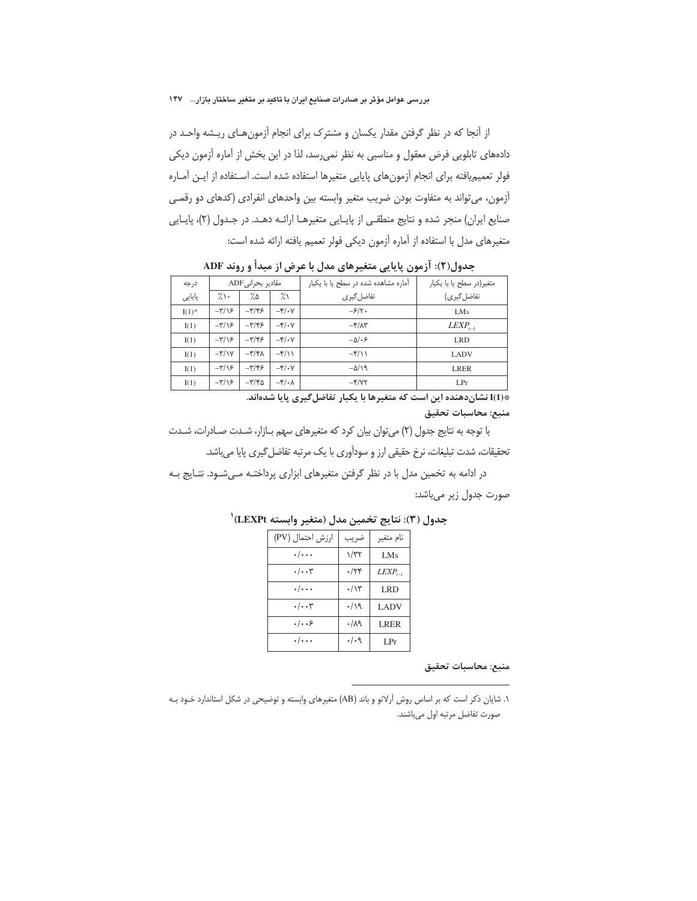از آنجا که در نظر گرفتن مقدار یکسان و مشترک برای انجام آزمون‌های ریشه واحد در داده‌های تابلویی فرض معقول و مناسبی به نظر نمی‌رسد، لذا در این بخش از آماره آزمون دیکی فولر تعمیم‌یافته برای انجام آزمون‌های پایایی متغیرها استفاده شده است. استفاده از این آماره آزمون، می‌تواند به متفاوت بودن ضریب متغیر وابسته بین واحدهای انفرادی (کدهای دو رقمی صنایع ایران) منجر شده و نتایج منطقی از پایایی متغیرها ارائه دهد. در جدول (۲)، پایایی متغیرهای مدل با استفاده از آماره آزمون دیکی فولر تعمیم یافته ارائه شده است:

**جدول(۲): آزمون پایایی متغیرهای مدل با عرض از مبدأ و روند ADF**

| متغیر(در سطح یا با یکبار تفاضل‌گیری) | آماره مشاهده شده در سطح یا با یکبار تفاضل‌گیری | مقادیر بحرانیADF | | | درجه پایایی |
|---|---|---|---|---|---|
| | | ٪۱ | ٪۵ | ٪۱۰ | |
| LMs | -۶/۲۰ | -۴/۰۷ | -۳/۴۶ | -۳/۱۶ | I(1)* |
| $LEXP_{t-1}$ | -۴/۸۳ | -۴/۰۷ | -۳/۴۶ | -۳/۱۶ | I(1) |
| LRD | -۵/۰۶ | -۴/۰۷ | -۳/۴۶ | -۳/۱۶ | I(1) |
| LADV | -۴/۱۱ | -۴/۱۱ | -۳/۴۸ | -۳/۱۷ | I(1) |
| LRER | -۵/۱۹ | -۴/۰۷ | -۳/۴۶ | -۳/۱۶ | I(1) |
| LPr | -۴/۷۲ | -۴/۰۸ | -۳/۴۵ | -۳/۱۶ | I(1) |

***I(1) نشان‌دهنده این است که متغیرها با یکبار تفاضل‌گیری پایا شده‌اند.**

**منبع: محاسبات تحقیق**

با توجه به نتایج جدول (۲) می‌توان بیان کرد که متغیرهای سهم بازار، شدت صادرات، شدت تحقیقات، شدت تبلیغات، نرخ حقیقی ارز و سودآوری با یک مرتبه تفاضل‌گیری پایا می‌باشد.

در ادامه به تخمین مدل با در نظر گرفتن متغیرهای ابزاری پرداخته می‌شود. نتایج به صورت جدول زیر می‌باشد:

**جدول (۳): نتایج تخمین مدل (متغیر وابسته LEXPt)[1]**

| نام متغیر | ضریب | ارزش احتمال (PV) |
|---|---|---|
| LMs | ۱/۳۲ | ۰/۰۰۰ |
| $LEXP_{t-1}$ | ۰/۲۴ | ۰/۰۰۳ |
| LRD | ۰/۱۳ | ۰/۰۰۰ |
| LADV | ۰/۱۹ | ۰/۰۰۳ |
| LRER | ۰/۸۹ | ۰/۰۰۶ |
| LPr | ۰/۰۹ | ۰/۰۰۰ |

**منبع: محاسبات تحقیق**

---

۱. شایان ذکر است که بر اساس روش آرلانو و باند (AB) متغیرهای وابسته و توضیحی در شکل استاندارد خود به صورت تفاضل مرتبه اول می‌باشند.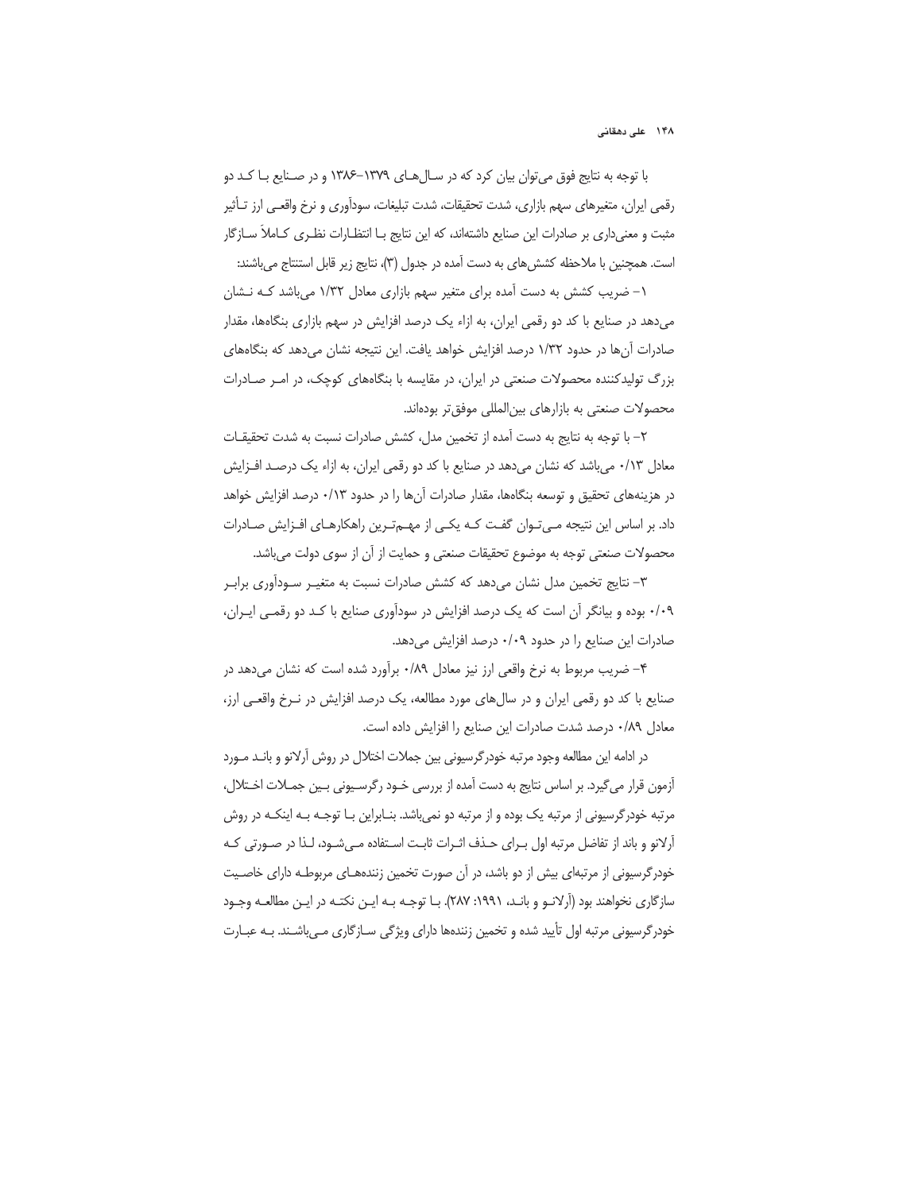با توجه به نتایج فوق می‌توان بیان کرد که در سال‌های ۱۳۷۹-۱۳۸۶ و در صنایع با کد دو رقمی ایران، متغیرهای سهم بازاری، شدت تحقیقات، شدت تبلیغات، سودآوری و نرخ واقعی ارز تأثیر مثبت و معنی‌داری بر صادرات این صنایع داشته‌اند، که این نتایج با انتظارات نظری کاملاً سازگار است. همچنین با ملاحظه کشش‌های به دست آمده در جدول (۳)، نتایج زیر قابل استنتاج می‌باشند:

۱- ضریب کشش به دست آمده برای متغیر سهم بازاری معادل ۱/۳۲ می‌باشد که نشان می‌دهد در صنایع با کد دو رقمی ایران، به ازاء یک درصد افزایش در سهم بازاری بنگاه‌ها، مقدار صادرات آن‌ها در حدود ۱/۳۲ درصد افزایش خواهد یافت. این نتیجه نشان می‌دهد که بنگاه‌های بزرگ تولیدکننده محصولات صنعتی در ایران، در مقایسه با بنگاه‌های کوچک، در امر صادرات محصولات صنعتی به بازارهای بین‌المللی موفق‌تر بوده‌اند.

۲- با توجه به نتایج به دست آمده از تخمین مدل، کشش صادرات نسبت به شدت تحقیقات معادل ۰/۱۳ می‌باشد که نشان می‌دهد در صنایع با کد دو رقمی ایران، به ازاء یک درصد افزایش در هزینه‌های تحقیق و توسعه بنگاه‌ها، مقدار صادرات آن‌ها را در حدود ۰/۱۳ درصد افزایش خواهد داد. بر اساس این نتیجه می‌توان گفت که یکی از مهم‌ترین راهکارهای افزایش صادرات محصولات صنعتی توجه به موضوع تحقیقات صنعتی و حمایت از آن از سوی دولت می‌باشد.

۳- نتایج تخمین مدل نشان می‌دهد که کشش صادرات نسبت به متغیر سودآوری برابر ۰/۰۹ بوده و بیانگر آن است که یک درصد افزایش در سودآوری صنایع با کد دو رقمی ایران، صادرات این صنایع را در حدود ۰/۰۹ درصد افزایش می‌دهد.

۴- ضریب مربوط به نرخ واقعی ارز نیز معادل ۰/۸۹ برآورد شده است که نشان می‌دهد در صنایع با کد دو رقمی ایران و در سال‌های مورد مطالعه، یک درصد افزایش در نرخ واقعی ارز، معادل ۰/۸۹ درصد شدت صادرات این صنایع را افزایش داده است.

در ادامه این مطالعه وجود مرتبه خودرگرسیونی بین جملات اختلال در روش آرلانو و باند مورد آزمون قرار می‌گیرد. بر اساس نتایج به دست آمده از بررسی خود رگرسیونی بین جملات اختلال، مرتبه خودرگرسیونی از مرتبه یک بوده و از مرتبه دو نمی‌باشد. بنابراین با توجه به اینکه در روش آرلانو و باند از تفاضل مرتبه اول برای حذف اثرات ثابت استفاده می‌شود، لذا در صورتی که خودرگرسیونی از مرتبه‌ای بیش از دو باشد، در آن صورت تخمین زننده‌های مربوطه دارای خاصیت سازگاری نخواهند بود (آرلانو و باند، ۱۹۹۱: ۲۸۷). با توجه به این نکته در این مطالعه وجود خودرگرسیونی مرتبه اول تأیید شده و تخمین زننده‌ها دارای ویژگی سازگاری می‌باشند. به عبارت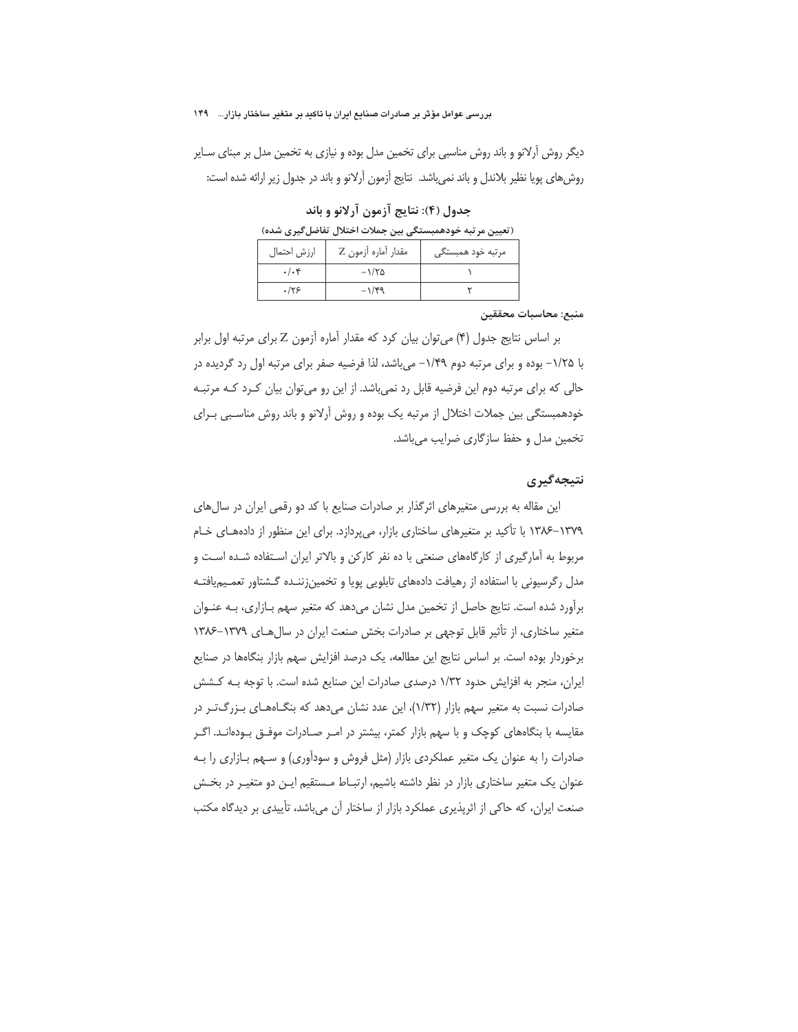دیگر روش آرلانو و باند روش مناسبی برای تخمین مدل بوده و نیازی به تخمین مدل بر مبنای سایر روش‌های پویا نظیر بلاندل و باند نمی‌باشد. نتایج آزمون آرلانو و باند در جدول زیر ارائه شده است:

**جدول (۴): نتایج آزمون آرلانو و باند**

**(تعیین مرتبه خودهمبستگی بین جملات اختلال تفاضل‌گیری شده)**

| مرتبه خود همبستگی | مقدار آماره آزمون Z | ارزش احتمال |
|---|---|---|
| ۱ | ۱/۲۵- | ۰/۰۴ |
| ۲ | ۱/۴۹- | ۰/۲۶ |

**منبع: محاسبات محققین**

بر اساس نتایج جدول (۴) می‌توان بیان کرد که مقدار آماره آزمون Z برای مرتبه اول برابر با ۱/۲۵- بوده و برای مرتبه دوم ۱/۴۹- می‌باشد، لذا فرضیه صفر برای مرتبه اول رد گردیده در حالی که برای مرتبه دوم این فرضیه قابل رد نمی‌باشد. از این رو می‌توان بیان کرد که مرتبه خودهمبستگی بین جملات اختلال از مرتبه یک بوده و روش آرلانو و باند روش مناسبی برای تخمین مدل و حفظ سازگاری ضرایب می‌باشد.

## نتیجه‌گیری

این مقاله به بررسی متغیرهای اثرگذار بر صادرات صنایع با کد دو رقمی ایران در سال‌های ۱۳۸۶-۱۳۷۹ با تأکید بر متغیرهای ساختاری بازار، می‌پردازد. برای این منظور از داده‌های خام مربوط به آمارگیری از کارگاه‌های صنعتی با ده نفر کارکن و بالاتر ایران استفاده شده است و مدل رگرسیونی با استفاده از رهیافت داده‌های تابلویی پویا و تخمین‌زننده گشتاور تعمیم‌یافته برآورد شده است. نتایج حاصل از تخمین مدل نشان می‌دهد که متغیر سهم بازاری، به عنوان متغیر ساختاری، از تأثیر قابل توجهی بر صادرات بخش صنعت ایران در سال‌های ۱۳۸۶-۱۳۷۹ برخوردار بوده است. بر اساس نتایج این مطالعه، یک درصد افزایش سهم بازار بنگاه‌ها در صنایع ایران، منجر به افزایش حدود ۱/۳۲ درصدی صادرات این صنایع شده است. با توجه به کشش صادرات نسبت به متغیر سهم بازار (۱/۳۲)، این عدد نشان می‌دهد که بنگاه‌های بزرگ‌تر در مقایسه با بنگاه‌های کوچک و با سهم بازار کمتر، بیشتر در امر صادرات موفق بوده‌اند. اگر صادرات را به عنوان یک متغیر عملکردی بازار (مثل فروش و سودآوری) و سهم بازاری را به عنوان یک متغیر ساختاری بازار در نظر داشته باشیم، ارتباط مستقیم این دو متغیر در بخش صنعت ایران، که حاکی از اثرپذیری عملکرد بازار از ساختار آن می‌باشد، تأییدی بر دیدگاه مکتب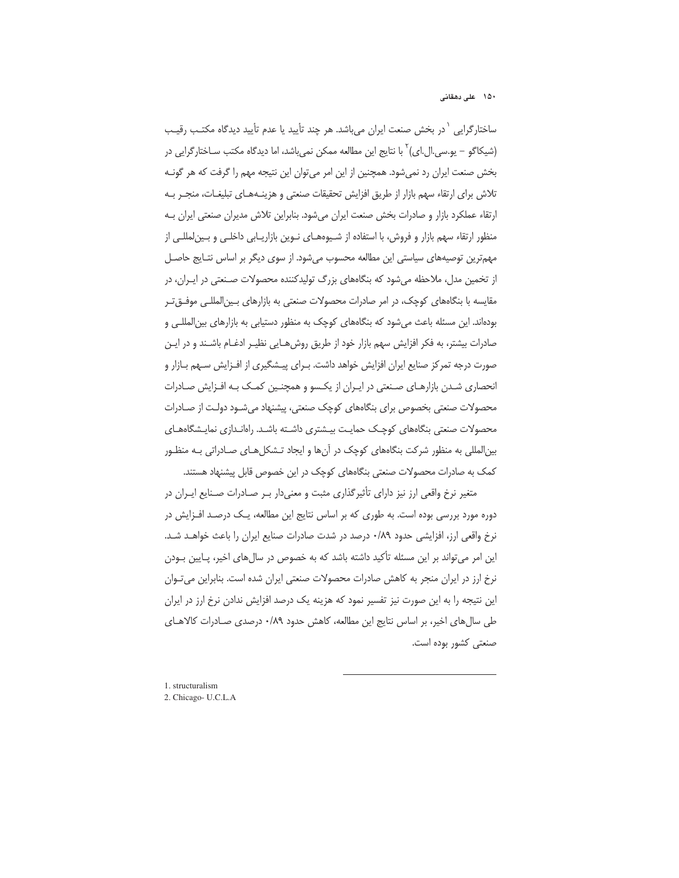ساختارگرایی [1] در بخش صنعت ایران می‌باشد. هر چند تأیید یا عدم تأیید دیدگاه مکتب رقیب (شیکاگو – یو.سی.ال.ای) [2] با نتایج این مطالعه ممکن نمی‌باشد، اما دیدگاه مکتب ساختارگرایی در بخش صنعت ایران رد نمی‌شود. همچنین از این امر می‌توان این نتیجه مهم را گرفت که هر گونه تلاش برای ارتقاء سهم بازار از طریق افزایش تحقیقات صنعتی و هزینه‌های تبلیغات، منجر به ارتقاء عملکرد بازار و صادرات بخش صنعت ایران می‌شود. بنابراین تلاش مدیران صنعتی ایران به منظور ارتقاء سهم بازار و فروش، با استفاده از شیوه‌های نوین بازاریابی داخلی و بین‌المللی از مهم‌ترین توصیه‌های سیاستی این مطالعه محسوب می‌شود. از سوی دیگر بر اساس نتایج حاصل از تخمین مدل، ملاحظه می‌شود که بنگاه‌های بزرگ تولیدکننده محصولات صنعتی در ایران، در مقایسه با بنگاه‌های کوچک، در امر صادرات محصولات صنعتی به بازارهای بین‌المللی موفق‌تر بوده‌اند. این مسئله باعث می‌شود که بنگاه‌های کوچک به منظور دستیابی به بازارهای بین‌المللی و صادرات بیشتر، به فکر افزایش سهم بازار خود از طریق روش‌هایی نظیر ادغام باشند و در این صورت درجه تمرکز صنایع ایران افزایش خواهد داشت. برای پیشگیری از افزایش سهم بازار و انحصاری شدن بازارهای صنعتی در ایران از یکسو و همچنین کمک به افزایش صادرات محصولات صنعتی بخصوص برای بنگاه‌های کوچک صنعتی، پیشنهاد می‌شود دولت از صادرات محصولات صنعتی بنگاه‌های کوچک حمایت بیشتری داشته باشد. راه‌اندازی نمایشگاه‌های بین‌المللی به منظور شرکت بنگاه‌های کوچک در آن‌ها و ایجاد تشکل‌های صادراتی به منظور کمک به صادرات محصولات صنعتی بنگاه‌های کوچک در این خصوص قابل پیشنهاد هستند.

متغیر نرخ واقعی ارز نیز دارای تأثیرگذاری مثبت و معنی‌دار بر صادرات صنایع ایران در دوره مورد بررسی بوده است. به طوری که بر اساس نتایج این مطالعه، یک درصد افزایش در نرخ واقعی ارز، افزایشی حدود ۰/۸۹ درصد در شدت صادرات صنایع ایران را باعث خواهد شد. این امر می‌تواند بر این مسئله تأکید داشته باشد که به خصوص در سال‌های اخیر، پایین بودن نرخ ارز در ایران منجر به کاهش صادرات محصولات صنعتی ایران شده است. بنابراین می‌توان این نتیجه را به این صورت نیز تفسیر نمود که هزینه یک درصد افزایش ندادن نرخ ارز در ایران طی سال‌های اخیر، بر اساس نتایج این مطالعه، کاهش حدود ۰/۸۹ درصدی صادرات کالاهای صنعتی کشور بوده است.

---

1. structuralism
2. Chicago- U.C.L.A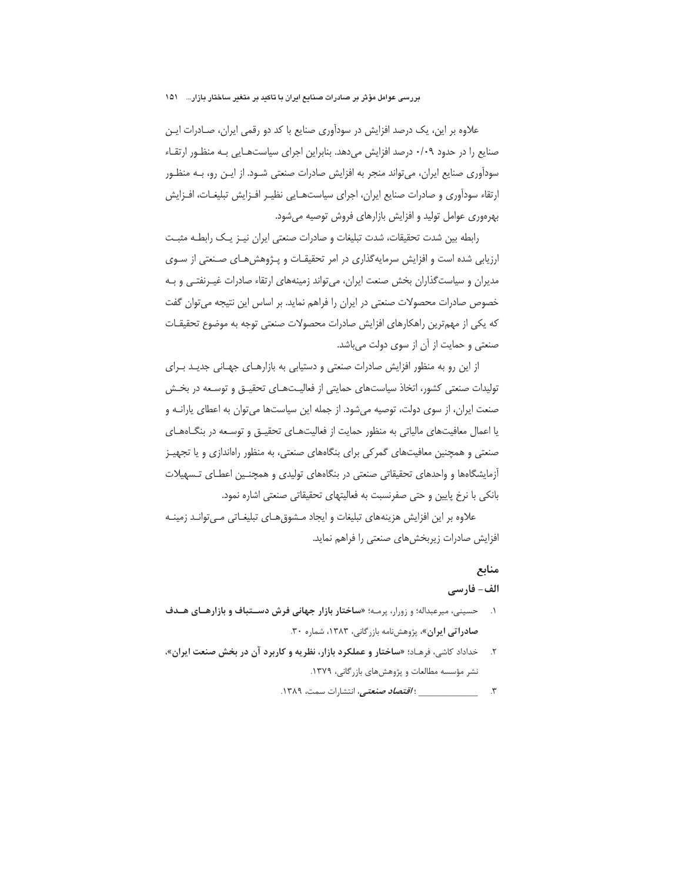علاوه بر این، یک درصد افزایش در سودآوری صنایع با کد دو رقمی ایران، صادرات این صنایع را در حدود ۰/۰۹ درصد افزایش می‌دهد. بنابراین اجرای سیاست‌هایی به منظور ارتقاء سودآوری صنایع ایران، می‌تواند منجر به افزایش صادرات صنعتی شود. از این رو، به منظور ارتقاء سودآوری و صادرات صنایع ایران، اجرای سیاست‌هایی نظیر افزایش تبلیغات، افزایش بهره‌وری عوامل تولید و افزایش بازارهای فروش توصیه می‌شود.

رابطه بین شدت تحقیقات، شدت تبلیغات و صادرات صنعتی ایران نیز یک رابطه مثبت ارزیابی شده است و افزایش سرمایه‌گذاری در امر تحقیقات و پژوهش‌های صنعتی از سوی مدیران و سیاست‌گذاران بخش صنعت ایران، می‌تواند زمینه‌های ارتقاء صادرات غیرنفتی و به خصوص صادرات محصولات صنعتی در ایران را فراهم نماید. بر اساس این نتیجه می‌توان گفت که یکی از مهم‌ترین راهکارهای افزایش صادرات محصولات صنعتی توجه به موضوع تحقیقات صنعتی و حمایت از آن از سوی دولت می‌باشد.

از این رو به منظور افزایش صادرات صنعتی و دستیابی به بازارهای جهانی جدید برای تولیدات صنعتی کشور، اتخاذ سیاست‌های حمایتی از فعالیت‌های تحقیق و توسعه در بخش صنعت ایران، از سوی دولت، توصیه می‌شود. از جمله این سیاست‌ها می‌توان به اعطای یارانه و یا اعمال معافیت‌های مالیاتی به منظور حمایت از فعالیت‌های تحقیق و توسعه در بنگاه‌های صنعتی و همچنین معافیت‌های گمرکی برای بنگاه‌های صنعتی، به منظور راه‌اندازی و یا تجهیز آزمایشگاه‌ها و واحدهای تحقیقاتی صنعتی در بنگاه‌های تولیدی و همچنین اعطای تسهیلات بانکی با نرخ پایین و حتی صفرنسبت به فعالیتهای تحقیقاتی صنعتی اشاره نمود.

علاوه بر این افزایش هزینه‌های تبلیغات و ایجاد مشوق‌های تبلیغاتی می‌تواند زمینه افزایش صادرات زیربخش‌های صنعتی را فراهم نماید.

## منابع

### الف- فارسی

۱. حسینی، میرعبداله؛ و زورار، پرمه؛ «**ساختار بازار جهانی فرش دستباف و بازارهای هدف صادراتی ایران**»، پژوهش‌نامه بازرگانی، ۱۳۸۳، شماره ۳۰.

۲. خداداد کاشی، فرهاد؛ «**ساختار و عملکرد بازار، نظریه و کاربرد آن در بخش صنعت ایران**»، نشر مؤسسه مطالعات و پژوهش‌های بازرگانی، ۱۳۷۹.

۳. ______________ ؛ ***اقتصاد صنعتی***، انتشارات سمت، ۱۳۸۹.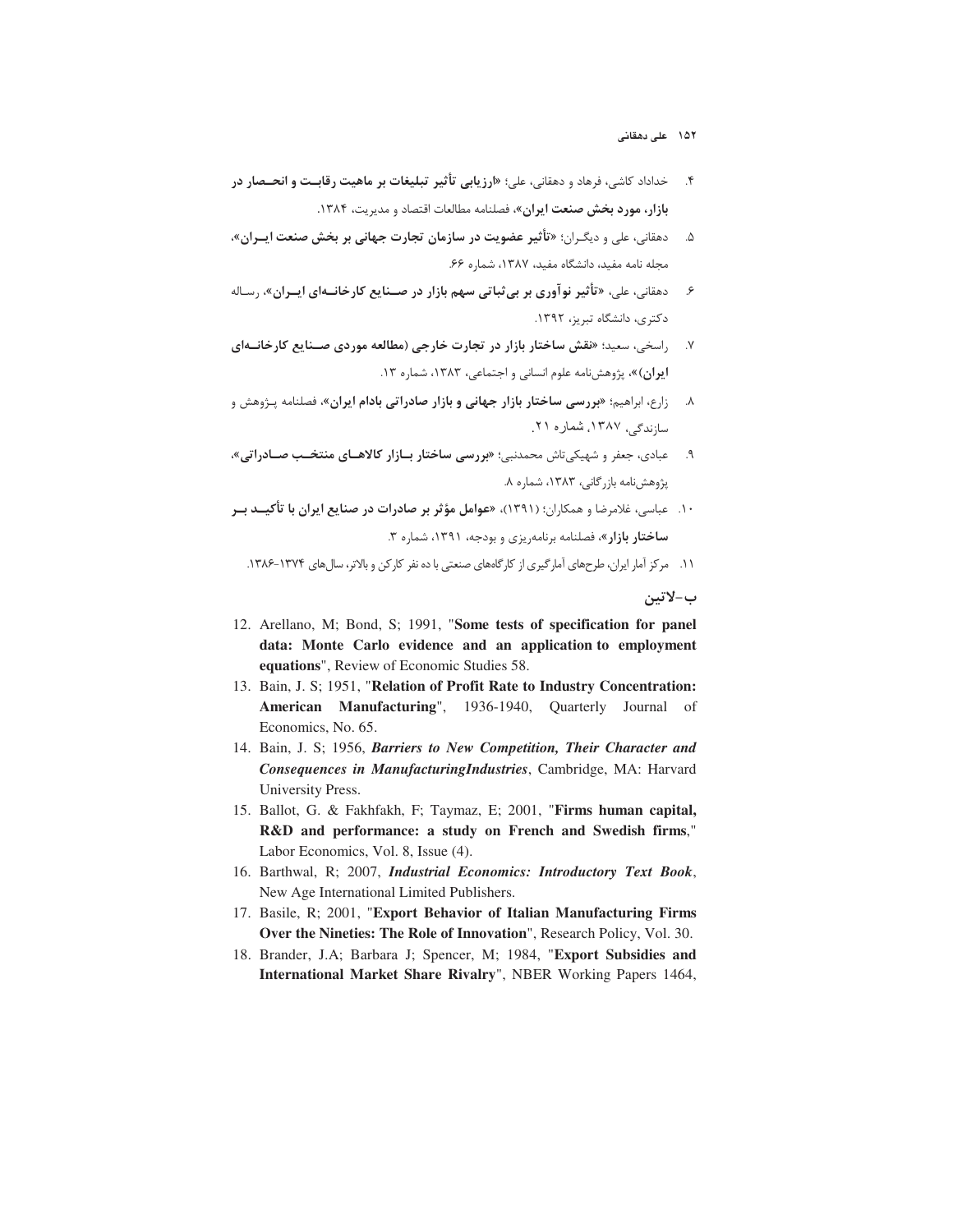۴. خداداد کاشی، فرهاد و دهقانی، علی؛ «**ارزیابی تأثیر تبلیغات بر ماهیت رقابت و انحصار در بازار، مورد بخش صنعت ایران**»، فصلنامه مطالعات اقتصاد و مدیریت، ۱۳۸۴.

۵. دهقانی، علی و دیگران؛ «**تأثیر عضویت در سازمان تجارت جهانی بر بخش صنعت ایران**»، مجله نامه مفید، دانشگاه مفید، ۱۳۸۷، شماره ۶۶.

۶. دهقانی، علی، «**تأثیر نوآوری بر بی‌ثباتی سهم بازار در صنایع کارخانه‌ای ایران**»، رساله دکتری، دانشگاه تبریز، ۱۳۹۲.

۷. راسخی، سعید؛ «**نقش ساختار بازار در تجارت خارجی (مطالعه موردی صنایع کارخانه‌ای ایران)**»، پژوهش‌نامه علوم انسانی و اجتماعی، ۱۳۸۳، شماره ۱۳.

۸. زارع، ابراهیم؛ «**بررسی ساختار بازار جهانی و بازار صادراتی بادام ایران**»، فصلنامه پژوهش و سازندگی، ۱۳۸۷، شماره ۲۱.

۹. عبادی، جعفر و شهیکی‌تاش محمدنبی؛ «**بررسی ساختار بازار کالاهای منتخب صادراتی**»، پژوهش‌نامه بازرگانی، ۱۳۸۳، شماره ۸.

۱۰. عباسی، غلامرضا و همکاران؛ (۱۳۹۱)، «**عوامل مؤثر بر صادرات در صنایع ایران با تأکید بر ساختار بازار**»، فصلنامه برنامه‌ریزی و بودجه، ۱۳۹۱، شماره ۳.

۱۱. مرکز آمار ایران، طرح‌های آمارگیری از کارگاه‌های صنعتی با ده نفر کارکن و بالاتر، سال‌های ۱۳۷۴-۱۳۸۶.

### ب-لاتین

12. Arellano, M; Bond, S; 1991, "**Some tests of specification for panel data: Monte Carlo evidence and an application to employment equations**", Review of Economic Studies 58.
13. Bain, J. S; 1951, "**Relation of Profit Rate to Industry Concentration: American Manufacturing**", 1936-1940, Quarterly Journal of Economics, No. 65.
14. Bain, J. S; 1956, ***Barriers to New Competition, Their Character and Consequences in ManufacturingIndustries***, Cambridge, MA: Harvard University Press.
15. Ballot, G. & Fakhfakh, F; Taymaz, E; 2001, "**Firms human capital, R&D and performance: a study on French and Swedish firms**," Labor Economics, Vol. 8, Issue (4).
16. Barthwal, R; 2007, ***Industrial Economics: Introductory Text Book***, New Age International Limited Publishers.
17. Basile, R; 2001, "**Export Behavior of Italian Manufacturing Firms Over the Nineties: The Role of Innovation**", Research Policy, Vol. 30.
18. Brander, J.A; Barbara J; Spencer, M; 1984, "**Export Subsidies and International Market Share Rivalry**", NBER Working Papers 1464,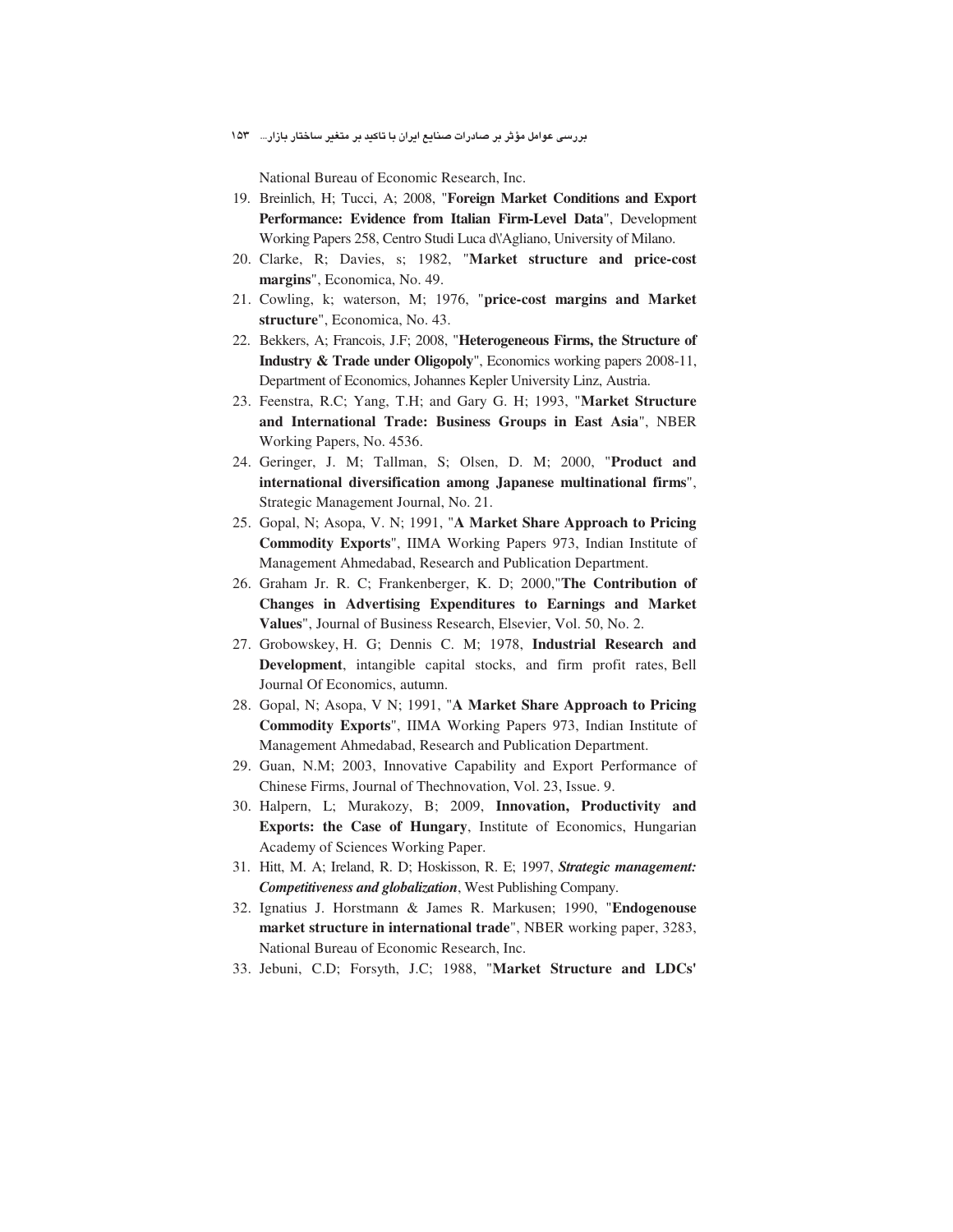National Bureau of Economic Research, Inc.

19. Breinlich, H; Tucci, A; 2008, "**Foreign Market Conditions and Export Performance: Evidence from Italian Firm-Level Data**", Development Working Papers 258, Centro Studi Luca d\'Agliano, University of Milano.
20. Clarke, R; Davies, s; 1982, "**Market structure and price-cost margins**", Economica, No. 49.
21. Cowling, k; waterson, M; 1976, "**price-cost margins and Market structure**", Economica, No. 43.
22. Bekkers, A; Francois, J.F; 2008, "**Heterogeneous Firms, the Structure of Industry & Trade under Oligopoly**", Economics working papers 2008-11, Department of Economics, Johannes Kepler University Linz, Austria.
23. Feenstra, R.C; Yang, T.H; and Gary G. H; 1993, "**Market Structure and International Trade: Business Groups in East Asia**", NBER Working Papers, No. 4536.
24. Geringer, J. M; Tallman, S; Olsen, D. M; 2000, "**Product and international diversification among Japanese multinational firms**", Strategic Management Journal, No. 21.
25. Gopal, N; Asopa, V. N; 1991, "**A Market Share Approach to Pricing Commodity Exports**", IIMA Working Papers 973, Indian Institute of Management Ahmedabad, Research and Publication Department.
26. Graham Jr. R. C; Frankenberger, K. D; 2000,"**The Contribution of Changes in Advertising Expenditures to Earnings and Market Values**", Journal of Business Research, Elsevier, Vol. 50, No. 2.
27. Grobowskey, H. G; Dennis C. M; 1978, **Industrial Research and Development**, intangible capital stocks, and firm profit rates, Bell Journal Of Economics, autumn.
28. Gopal, N; Asopa, V N; 1991, "**A Market Share Approach to Pricing Commodity Exports**", IIMA Working Papers 973, Indian Institute of Management Ahmedabad, Research and Publication Department.
29. Guan, N.M; 2003, Innovative Capability and Export Performance of Chinese Firms, Journal of Thechnovation, Vol. 23, Issue. 9.
30. Halpern, L; Murakozy, B; 2009, **Innovation, Productivity and Exports: the Case of Hungary**, Institute of Economics, Hungarian Academy of Sciences Working Paper.
31. Hitt, M. A; Ireland, R. D; Hoskisson, R. E; 1997, ***Strategic management: Competitiveness and globalization***, West Publishing Company.
32. Ignatius J. Horstmann & James R. Markusen; 1990, "**Endogenouse market structure in international trade**", NBER working paper, 3283, National Bureau of Economic Research, Inc.
33. Jebuni, C.D; Forsyth, J.C; 1988, "**Market Structure and LDCs'**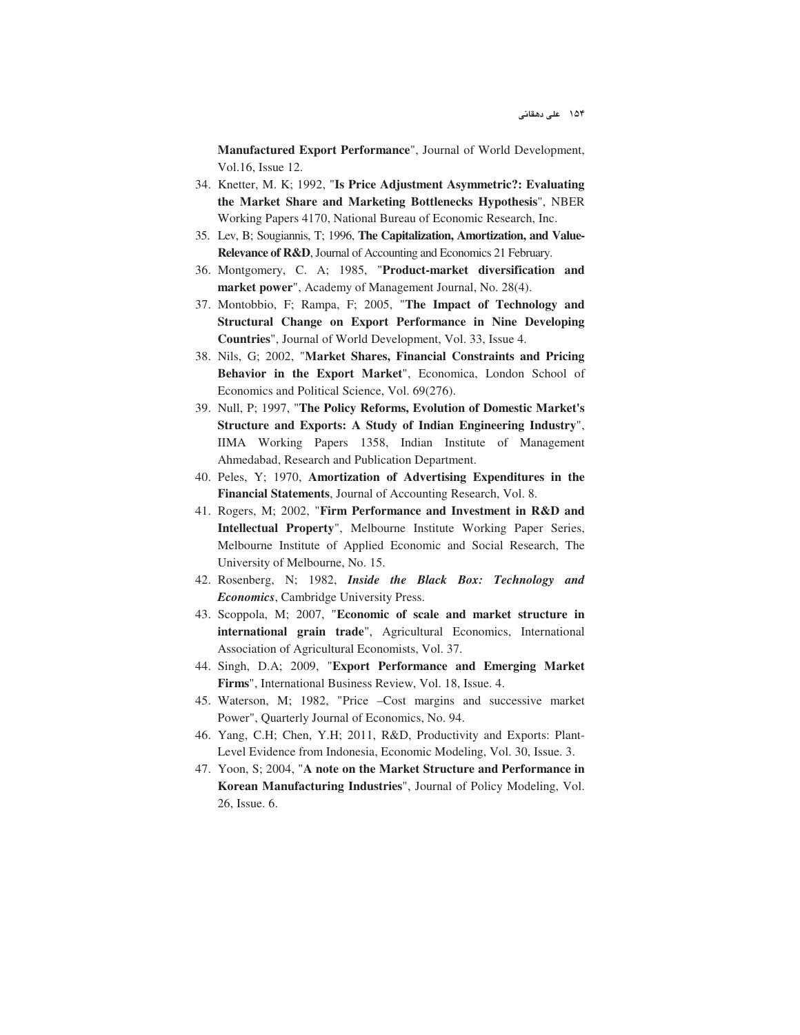**Manufactured Export Performance**", Journal of World Development, Vol.16, Issue 12.

34. Knetter, M. K; 1992, "**Is Price Adjustment Asymmetric?: Evaluating the Market Share and Marketing Bottlenecks Hypothesis**", NBER Working Papers 4170, National Bureau of Economic Research, Inc.
35. Lev, B; Sougiannis, T; 1996, **The Capitalization, Amortization, and Value-Relevance of R&D**, Journal of Accounting and Economics 21 February.
36. Montgomery, C. A; 1985, "**Product-market diversification and market power**", Academy of Management Journal, No. 28(4).
37. Montobbio, F; Rampa, F; 2005, "**The Impact of Technology and Structural Change on Export Performance in Nine Developing Countries**", Journal of World Development, Vol. 33, Issue 4.
38. Nils, G; 2002, "**Market Shares, Financial Constraints and Pricing Behavior in the Export Market**", Economica, London School of Economics and Political Science, Vol. 69(276).
39. Null, P; 1997, "**The Policy Reforms, Evolution of Domestic Market's Structure and Exports: A Study of Indian Engineering Industry**", IIMA Working Papers 1358, Indian Institute of Management Ahmedabad, Research and Publication Department.
40. Peles, Y; 1970, **Amortization of Advertising Expenditures in the Financial Statements**, Journal of Accounting Research, Vol. 8.
41. Rogers, M; 2002, "**Firm Performance and Investment in R&D and Intellectual Property**", Melbourne Institute Working Paper Series, Melbourne Institute of Applied Economic and Social Research, The University of Melbourne, No. 15.
42. Rosenberg, N; 1982, ***Inside the Black Box: Technology and Economics***, Cambridge University Press.
43. Scoppola, M; 2007, "**Economic of scale and market structure in international grain trade**", Agricultural Economics, International Association of Agricultural Economists, Vol. 37.
44. Singh, D.A; 2009, "**Export Performance and Emerging Market Firms**", International Business Review, Vol. 18, Issue. 4.
45. Waterson, M; 1982, "Price –Cost margins and successive market Power", Quarterly Journal of Economics, No. 94.
46. Yang, C.H; Chen, Y.H; 2011, R&D, Productivity and Exports: Plant-Level Evidence from Indonesia, Economic Modeling, Vol. 30, Issue. 3.
47. Yoon, S; 2004, "**A note on the Market Structure and Performance in Korean Manufacturing Industries**", Journal of Policy Modeling, Vol. 26, Issue. 6.